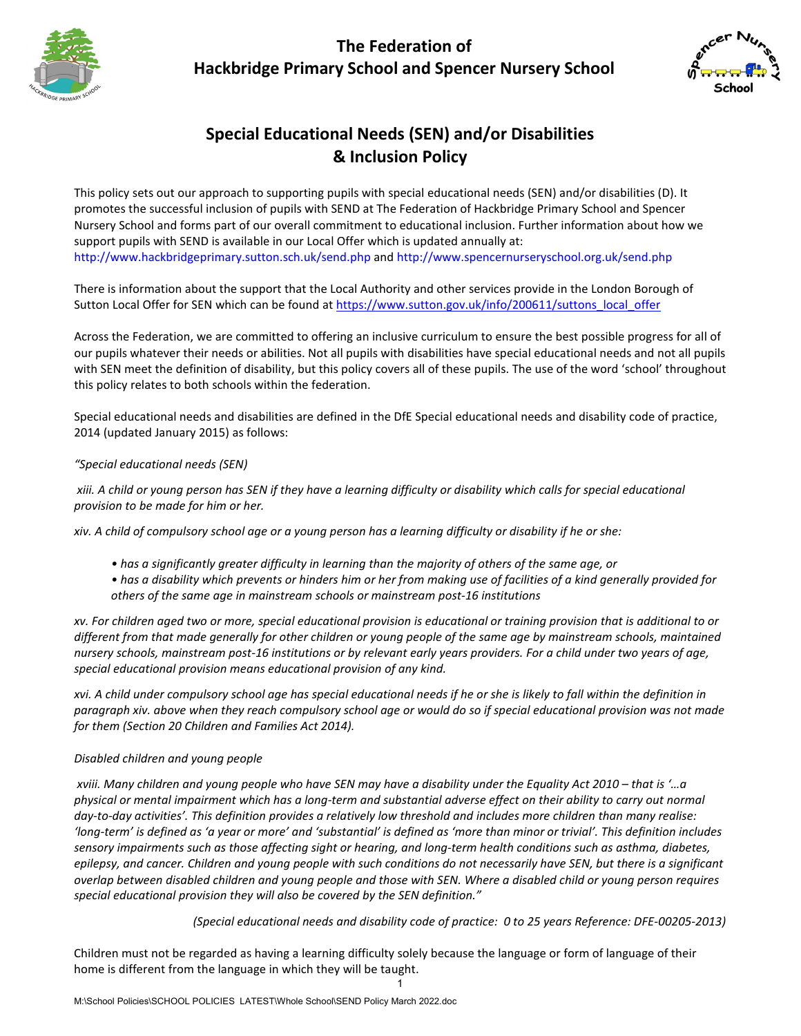# The Federation of Hackbridge Primary School and Spencer Nursery School

## Special Educational Needs (SEN) and/or Disabilities & Inclusion Policy

This policy sets out our approach to supporting pupils with special educational needs (SEN) and/or disabilities (D). It promotes the successful inclusion of pupils with SEND at The Federation of Hackbridge Primary School and Spencer Nursery School and forms part of our overall commitment to educational inclusion. Further information about how we support pupils with SEND is available in our Local Offer which is updated annually at: http://www.hackbridgeprimary.sutton.sch.uk/send.php and http://www.spencernurseryschool.org.uk/send.php

There is information about the support that the Local Authority and other services provide in the London Borough of Sutton Local Offer for SEN which can be found at https://www.sutton.gov.uk/info/200611/suttons_local_offer

Across the Federation, we are committed to offering an inclusive curriculum to ensure the best possible progress for all of our pupils whatever their needs or abilities. Not all pupils with disabilities have special educational needs and not all pupils with SEN meet the definition of disability, but this policy covers all of these pupils. The use of the word 'school' throughout this policy relates to both schools within the federation.

Special educational needs and disabilities are defined in the DfE Special educational needs and disability code of practice, 2014 (updated January 2015) as follows:

*"Special educational needs (SEN)*

*xiii. A child or young person has SEN if they have a learning difficulty or disability which calls for special educational provision to be made for him or her.*

*xiv. A child of compulsory school age or a young person has a learning difficulty or disability if he or she:*

- *has a significantly greater difficulty in learning than the majority of others of the same age, or*
- *has a disability which prevents or hinders him or her from making use of facilities of a kind generally provided for others of the same age in mainstream schools or mainstream post-16 institutions*

*xv. For children aged two or more, special educational provision is educational or training provision that is additional to or different from that made generally for other children or young people of the same age by mainstream schools, maintained nursery schools, mainstream post-16 institutions or by relevant early years providers. For a child under two years of age, special educational provision means educational provision of any kind.*

*xvi. A child under compulsory school age has special educational needs if he or she is likely to fall within the definition in paragraph xiv. above when they reach compulsory school age or would do so if special educational provision was not made for them (Section 20 Children and Families Act 2014).*

*Disabled children and young people*

*xviii. Many children and young people who have SEN may have a disability under the Equality Act 2010 – that is '…a physical or mental impairment which has a long-term and substantial adverse effect on their ability to carry out normal day-to-day activities'. This definition provides a relatively low threshold and includes more children than many realise: 'long-term' is defined as 'a year or more' and 'substantial' is defined as 'more than minor or trivial'. This definition includes sensory impairments such as those affecting sight or hearing, and long-term health conditions such as asthma, diabetes, epilepsy, and cancer. Children and young people with such conditions do not necessarily have SEN, but there is a significant overlap between disabled children and young people and those with SEN. Where a disabled child or young person requires special educational provision they will also be covered by the SEN definition."*

*(Special educational needs and disability code of practice: 0 to 25 years Reference: DFE-00205-2013)*

Children must not be regarded as having a learning difficulty solely because the language or form of language of their home is different from the language in which they will be taught.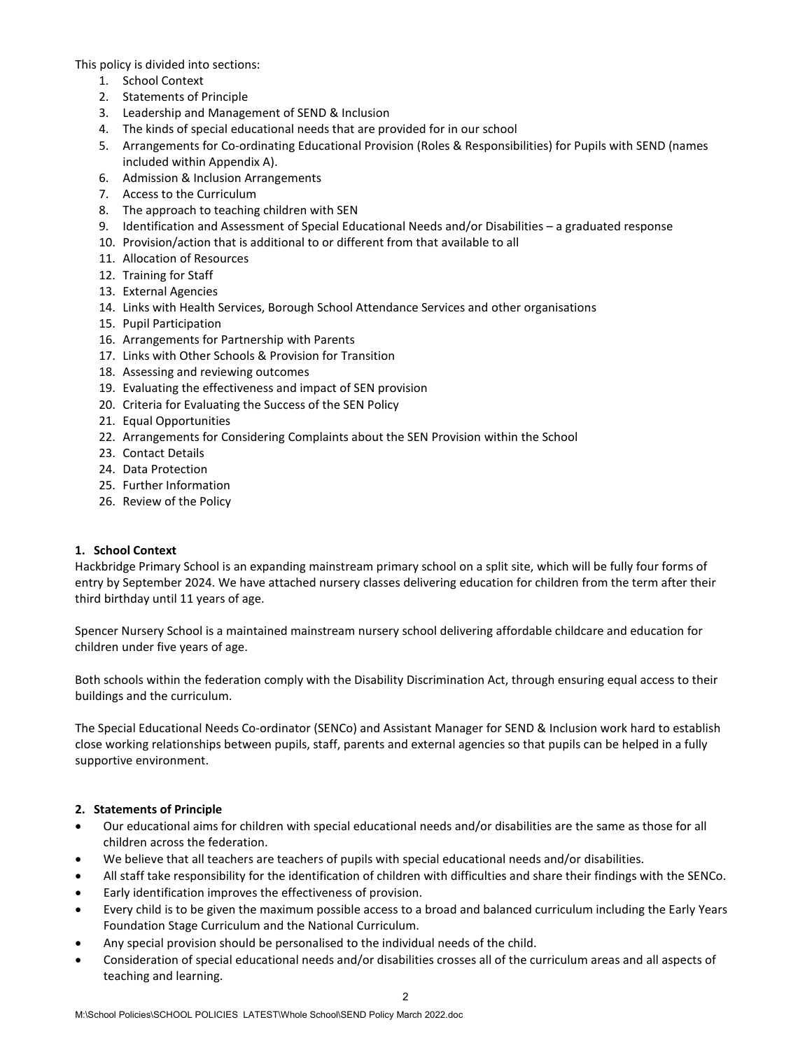This policy is divided into sections:

1. School Context
2. Statements of Principle
3. Leadership and Management of SEND & Inclusion
4. The kinds of special educational needs that are provided for in our school
5. Arrangements for Co-ordinating Educational Provision (Roles & Responsibilities) for Pupils with SEND (names included within Appendix A).
6. Admission & Inclusion Arrangements
7. Access to the Curriculum
8. The approach to teaching children with SEN
9. Identification and Assessment of Special Educational Needs and/or Disabilities – a graduated response
10. Provision/action that is additional to or different from that available to all
11. Allocation of Resources
12. Training for Staff
13. External Agencies
14. Links with Health Services, Borough School Attendance Services and other organisations
15. Pupil Participation
16. Arrangements for Partnership with Parents
17. Links with Other Schools & Provision for Transition
18. Assessing and reviewing outcomes
19. Evaluating the effectiveness and impact of SEN provision
20. Criteria for Evaluating the Success of the SEN Policy
21. Equal Opportunities
22. Arrangements for Considering Complaints about the SEN Provision within the School
23. Contact Details
24. Data Protection
25. Further Information
26. Review of the Policy

**1. School Context**

Hackbridge Primary School is an expanding mainstream primary school on a split site, which will be fully four forms of entry by September 2024. We have attached nursery classes delivering education for children from the term after their third birthday until 11 years of age.

Spencer Nursery School is a maintained mainstream nursery school delivering affordable childcare and education for children under five years of age.

Both schools within the federation comply with the Disability Discrimination Act, through ensuring equal access to their buildings and the curriculum.

The Special Educational Needs Co-ordinator (SENCo) and Assistant Manager for SEND & Inclusion work hard to establish close working relationships between pupils, staff, parents and external agencies so that pupils can be helped in a fully supportive environment.

**2. Statements of Principle**

- Our educational aims for children with special educational needs and/or disabilities are the same as those for all children across the federation.
- We believe that all teachers are teachers of pupils with special educational needs and/or disabilities.
- All staff take responsibility for the identification of children with difficulties and share their findings with the SENCo.
- Early identification improves the effectiveness of provision.
- Every child is to be given the maximum possible access to a broad and balanced curriculum including the Early Years Foundation Stage Curriculum and the National Curriculum.
- Any special provision should be personalised to the individual needs of the child.
- Consideration of special educational needs and/or disabilities crosses all of the curriculum areas and all aspects of teaching and learning.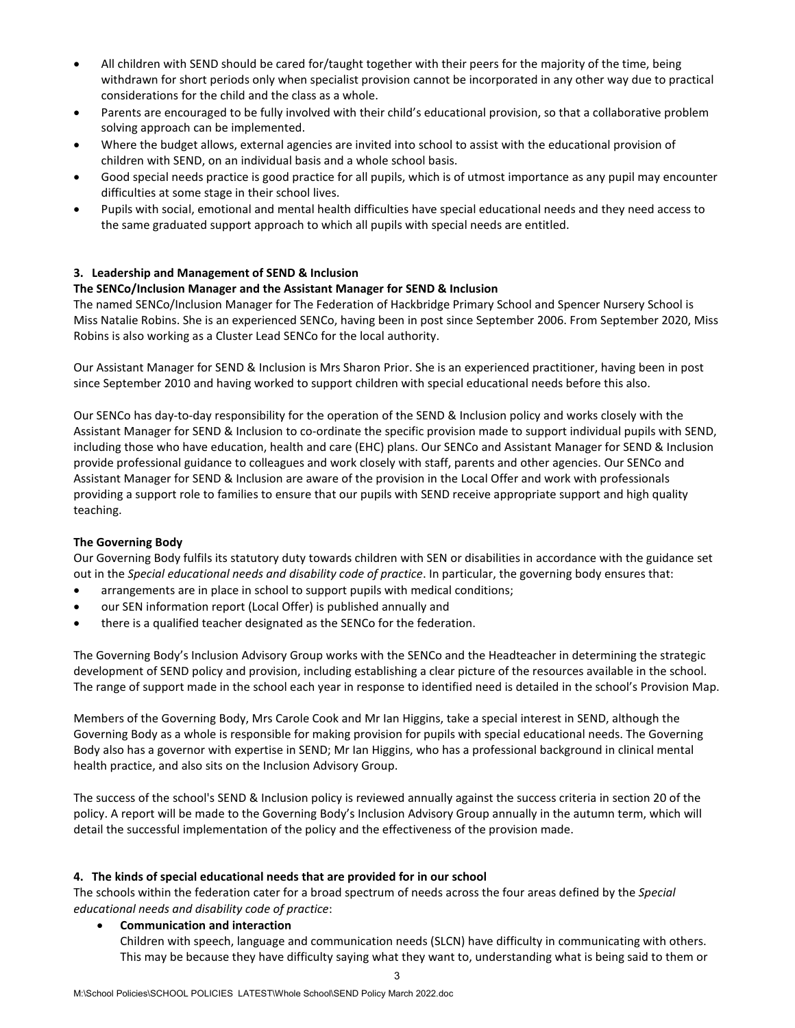- All children with SEND should be cared for/taught together with their peers for the majority of the time, being withdrawn for short periods only when specialist provision cannot be incorporated in any other way due to practical considerations for the child and the class as a whole.
- Parents are encouraged to be fully involved with their child's educational provision, so that a collaborative problem solving approach can be implemented.
- Where the budget allows, external agencies are invited into school to assist with the educational provision of children with SEND, on an individual basis and a whole school basis.
- Good special needs practice is good practice for all pupils, which is of utmost importance as any pupil may encounter difficulties at some stage in their school lives.
- Pupils with social, emotional and mental health difficulties have special educational needs and they need access to the same graduated support approach to which all pupils with special needs are entitled.

### 3. Leadership and Management of SEND & Inclusion

**The SENCo/Inclusion Manager and the Assistant Manager for SEND & Inclusion**

The named SENCo/Inclusion Manager for The Federation of Hackbridge Primary School and Spencer Nursery School is Miss Natalie Robins. She is an experienced SENCo, having been in post since September 2006. From September 2020, Miss Robins is also working as a Cluster Lead SENCo for the local authority.

Our Assistant Manager for SEND & Inclusion is Mrs Sharon Prior. She is an experienced practitioner, having been in post since September 2010 and having worked to support children with special educational needs before this also.

Our SENCo has day-to-day responsibility for the operation of the SEND & Inclusion policy and works closely with the Assistant Manager for SEND & Inclusion to co-ordinate the specific provision made to support individual pupils with SEND, including those who have education, health and care (EHC) plans. Our SENCo and Assistant Manager for SEND & Inclusion provide professional guidance to colleagues and work closely with staff, parents and other agencies. Our SENCo and Assistant Manager for SEND & Inclusion are aware of the provision in the Local Offer and work with professionals providing a support role to families to ensure that our pupils with SEND receive appropriate support and high quality teaching.

**The Governing Body**

Our Governing Body fulfils its statutory duty towards children with SEN or disabilities in accordance with the guidance set out in the *Special educational needs and disability code of practice*. In particular, the governing body ensures that:

- arrangements are in place in school to support pupils with medical conditions;
- our SEN information report (Local Offer) is published annually and
- there is a qualified teacher designated as the SENCo for the federation.

The Governing Body's Inclusion Advisory Group works with the SENCo and the Headteacher in determining the strategic development of SEND policy and provision, including establishing a clear picture of the resources available in the school. The range of support made in the school each year in response to identified need is detailed in the school's Provision Map.

Members of the Governing Body, Mrs Carole Cook and Mr Ian Higgins, take a special interest in SEND, although the Governing Body as a whole is responsible for making provision for pupils with special educational needs. The Governing Body also has a governor with expertise in SEND; Mr Ian Higgins, who has a professional background in clinical mental health practice, and also sits on the Inclusion Advisory Group.

The success of the school's SEND & Inclusion policy is reviewed annually against the success criteria in section 20 of the policy. A report will be made to the Governing Body's Inclusion Advisory Group annually in the autumn term, which will detail the successful implementation of the policy and the effectiveness of the provision made.

### 4. The kinds of special educational needs that are provided for in our school

The schools within the federation cater for a broad spectrum of needs across the four areas defined by the *Special educational needs and disability code of practice*:

- **Communication and interaction**
  Children with speech, language and communication needs (SLCN) have difficulty in communicating with others. This may be because they have difficulty saying what they want to, understanding what is being said to them or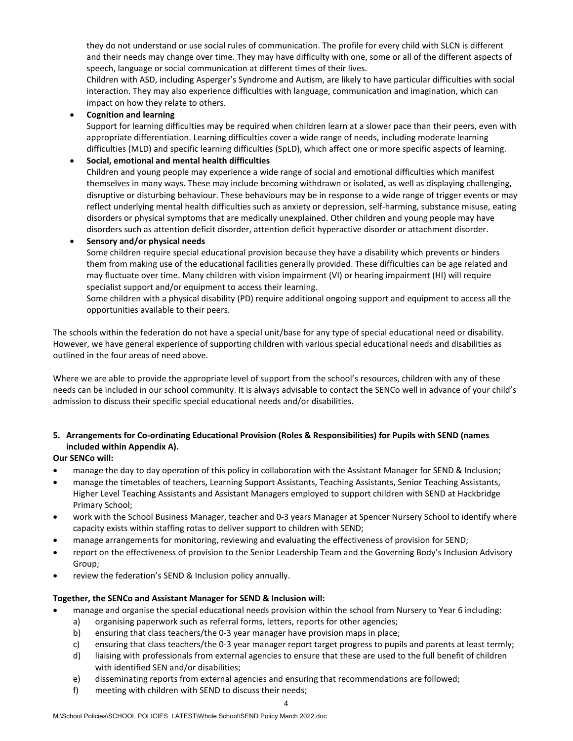they do not understand or use social rules of communication. The profile for every child with SLCN is different and their needs may change over time. They may have difficulty with one, some or all of the different aspects of speech, language or social communication at different times of their lives.
Children with ASD, including Asperger's Syndrome and Autism, are likely to have particular difficulties with social interaction. They may also experience difficulties with language, communication and imagination, which can impact on how they relate to others.

- **Cognition and learning**
  Support for learning difficulties may be required when children learn at a slower pace than their peers, even with appropriate differentiation. Learning difficulties cover a wide range of needs, including moderate learning difficulties (MLD) and specific learning difficulties (SpLD), which affect one or more specific aspects of learning.
- **Social, emotional and mental health difficulties**
  Children and young people may experience a wide range of social and emotional difficulties which manifest themselves in many ways. These may include becoming withdrawn or isolated, as well as displaying challenging, disruptive or disturbing behaviour. These behaviours may be in response to a wide range of trigger events or may reflect underlying mental health difficulties such as anxiety or depression, self-harming, substance misuse, eating disorders or physical symptoms that are medically unexplained. Other children and young people may have disorders such as attention deficit disorder, attention deficit hyperactive disorder or attachment disorder.
- **Sensory and/or physical needs**
  Some children require special educational provision because they have a disability which prevents or hinders them from making use of the educational facilities generally provided. These difficulties can be age related and may fluctuate over time. Many children with vision impairment (VI) or hearing impairment (HI) will require specialist support and/or equipment to access their learning.
  Some children with a physical disability (PD) require additional ongoing support and equipment to access all the opportunities available to their peers.

The schools within the federation do not have a special unit/base for any type of special educational need or disability. However, we have general experience of supporting children with various special educational needs and disabilities as outlined in the four areas of need above.

Where we are able to provide the appropriate level of support from the school's resources, children with any of these needs can be included in our school community. It is always advisable to contact the SENCo well in advance of your child's admission to discuss their specific special educational needs and/or disabilities.

## 5. Arrangements for Co-ordinating Educational Provision (Roles & Responsibilities) for Pupils with SEND (names included within Appendix A).

**Our SENCo will:**

- manage the day to day operation of this policy in collaboration with the Assistant Manager for SEND & Inclusion;
- manage the timetables of teachers, Learning Support Assistants, Teaching Assistants, Senior Teaching Assistants, Higher Level Teaching Assistants and Assistant Managers employed to support children with SEND at Hackbridge Primary School;
- work with the School Business Manager, teacher and 0-3 years Manager at Spencer Nursery School to identify where capacity exists within staffing rotas to deliver support to children with SEND;
- manage arrangements for monitoring, reviewing and evaluating the effectiveness of provision for SEND;
- report on the effectiveness of provision to the Senior Leadership Team and the Governing Body's Inclusion Advisory Group;
- review the federation's SEND & Inclusion policy annually.

**Together, the SENCo and Assistant Manager for SEND & Inclusion will:**

- manage and organise the special educational needs provision within the school from Nursery to Year 6 including:
  a) organising paperwork such as referral forms, letters, reports for other agencies;
  b) ensuring that class teachers/the 0-3 year manager have provision maps in place;
  c) ensuring that class teachers/the 0-3 year manager report target progress to pupils and parents at least termly;
  d) liaising with professionals from external agencies to ensure that these are used to the full benefit of children with identified SEN and/or disabilities;
  e) disseminating reports from external agencies and ensuring that recommendations are followed;
  f) meeting with children with SEND to discuss their needs;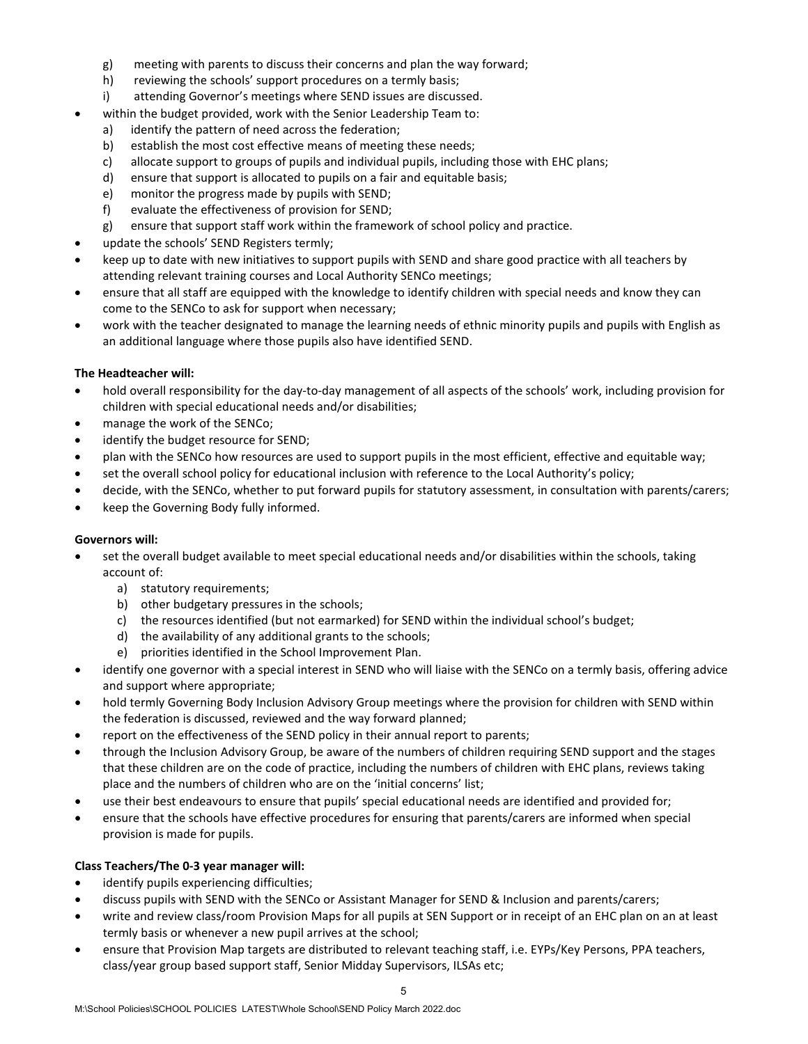g) meeting with parents to discuss their concerns and plan the way forward;
  h) reviewing the schools' support procedures on a termly basis;
  i) attending Governor's meetings where SEND issues are discussed.
- within the budget provided, work with the Senior Leadership Team to:
  a) identify the pattern of need across the federation;
  b) establish the most cost effective means of meeting these needs;
  c) allocate support to groups of pupils and individual pupils, including those with EHC plans;
  d) ensure that support is allocated to pupils on a fair and equitable basis;
  e) monitor the progress made by pupils with SEND;
  f) evaluate the effectiveness of provision for SEND;
  g) ensure that support staff work within the framework of school policy and practice.
- update the schools' SEND Registers termly;
- keep up to date with new initiatives to support pupils with SEND and share good practice with all teachers by attending relevant training courses and Local Authority SENCo meetings;
- ensure that all staff are equipped with the knowledge to identify children with special needs and know they can come to the SENCo to ask for support when necessary;
- work with the teacher designated to manage the learning needs of ethnic minority pupils and pupils with English as an additional language where those pupils also have identified SEND.

**The Headteacher will:**

- hold overall responsibility for the day-to-day management of all aspects of the schools' work, including provision for children with special educational needs and/or disabilities;
- manage the work of the SENCo;
- identify the budget resource for SEND;
- plan with the SENCo how resources are used to support pupils in the most efficient, effective and equitable way;
- set the overall school policy for educational inclusion with reference to the Local Authority's policy;
- decide, with the SENCo, whether to put forward pupils for statutory assessment, in consultation with parents/carers;
- keep the Governing Body fully informed.

**Governors will:**

- set the overall budget available to meet special educational needs and/or disabilities within the schools, taking account of:
  a) statutory requirements;
  b) other budgetary pressures in the schools;
  c) the resources identified (but not earmarked) for SEND within the individual school's budget;
  d) the availability of any additional grants to the schools;
  e) priorities identified in the School Improvement Plan.
- identify one governor with a special interest in SEND who will liaise with the SENCo on a termly basis, offering advice and support where appropriate;
- hold termly Governing Body Inclusion Advisory Group meetings where the provision for children with SEND within the federation is discussed, reviewed and the way forward planned;
- report on the effectiveness of the SEND policy in their annual report to parents;
- through the Inclusion Advisory Group, be aware of the numbers of children requiring SEND support and the stages that these children are on the code of practice, including the numbers of children with EHC plans, reviews taking place and the numbers of children who are on the 'initial concerns' list;
- use their best endeavours to ensure that pupils' special educational needs are identified and provided for;
- ensure that the schools have effective procedures for ensuring that parents/carers are informed when special provision is made for pupils.

**Class Teachers/The 0-3 year manager will:**

- identify pupils experiencing difficulties;
- discuss pupils with SEND with the SENCo or Assistant Manager for SEND & Inclusion and parents/carers;
- write and review class/room Provision Maps for all pupils at SEN Support or in receipt of an EHC plan on an at least termly basis or whenever a new pupil arrives at the school;
- ensure that Provision Map targets are distributed to relevant teaching staff, i.e. EYPs/Key Persons, PPA teachers, class/year group based support staff, Senior Midday Supervisors, ILSAs etc;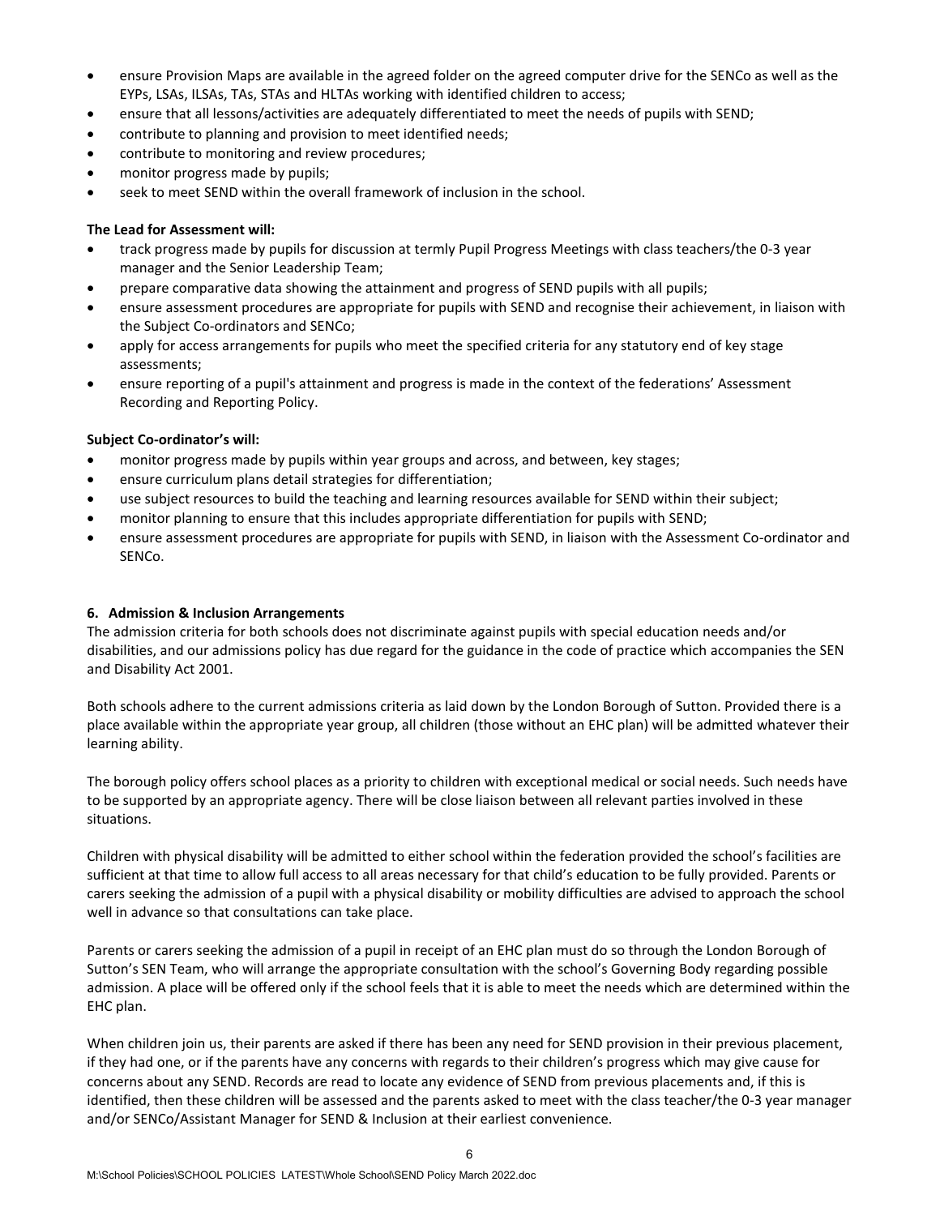- ensure Provision Maps are available in the agreed folder on the agreed computer drive for the SENCo as well as the EYPs, LSAs, ILSAs, TAs, STAs and HLTAs working with identified children to access;
- ensure that all lessons/activities are adequately differentiated to meet the needs of pupils with SEND;
- contribute to planning and provision to meet identified needs;
- contribute to monitoring and review procedures;
- monitor progress made by pupils;
- seek to meet SEND within the overall framework of inclusion in the school.

**The Lead for Assessment will:**

- track progress made by pupils for discussion at termly Pupil Progress Meetings with class teachers/the 0-3 year manager and the Senior Leadership Team;
- prepare comparative data showing the attainment and progress of SEND pupils with all pupils;
- ensure assessment procedures are appropriate for pupils with SEND and recognise their achievement, in liaison with the Subject Co-ordinators and SENCo;
- apply for access arrangements for pupils who meet the specified criteria for any statutory end of key stage assessments;
- ensure reporting of a pupil's attainment and progress is made in the context of the federations' Assessment Recording and Reporting Policy.

**Subject Co-ordinator's will:**

- monitor progress made by pupils within year groups and across, and between, key stages;
- ensure curriculum plans detail strategies for differentiation;
- use subject resources to build the teaching and learning resources available for SEND within their subject;
- monitor planning to ensure that this includes appropriate differentiation for pupils with SEND;
- ensure assessment procedures are appropriate for pupils with SEND, in liaison with the Assessment Co-ordinator and SENCo.

### 6. Admission & Inclusion Arrangements

The admission criteria for both schools does not discriminate against pupils with special education needs and/or disabilities, and our admissions policy has due regard for the guidance in the code of practice which accompanies the SEN and Disability Act 2001.

Both schools adhere to the current admissions criteria as laid down by the London Borough of Sutton. Provided there is a place available within the appropriate year group, all children (those without an EHC plan) will be admitted whatever their learning ability.

The borough policy offers school places as a priority to children with exceptional medical or social needs. Such needs have to be supported by an appropriate agency. There will be close liaison between all relevant parties involved in these situations.

Children with physical disability will be admitted to either school within the federation provided the school's facilities are sufficient at that time to allow full access to all areas necessary for that child's education to be fully provided. Parents or carers seeking the admission of a pupil with a physical disability or mobility difficulties are advised to approach the school well in advance so that consultations can take place.

Parents or carers seeking the admission of a pupil in receipt of an EHC plan must do so through the London Borough of Sutton's SEN Team, who will arrange the appropriate consultation with the school's Governing Body regarding possible admission. A place will be offered only if the school feels that it is able to meet the needs which are determined within the EHC plan.

When children join us, their parents are asked if there has been any need for SEND provision in their previous placement, if they had one, or if the parents have any concerns with regards to their children's progress which may give cause for concerns about any SEND. Records are read to locate any evidence of SEND from previous placements and, if this is identified, then these children will be assessed and the parents asked to meet with the class teacher/the 0-3 year manager and/or SENCo/Assistant Manager for SEND & Inclusion at their earliest convenience.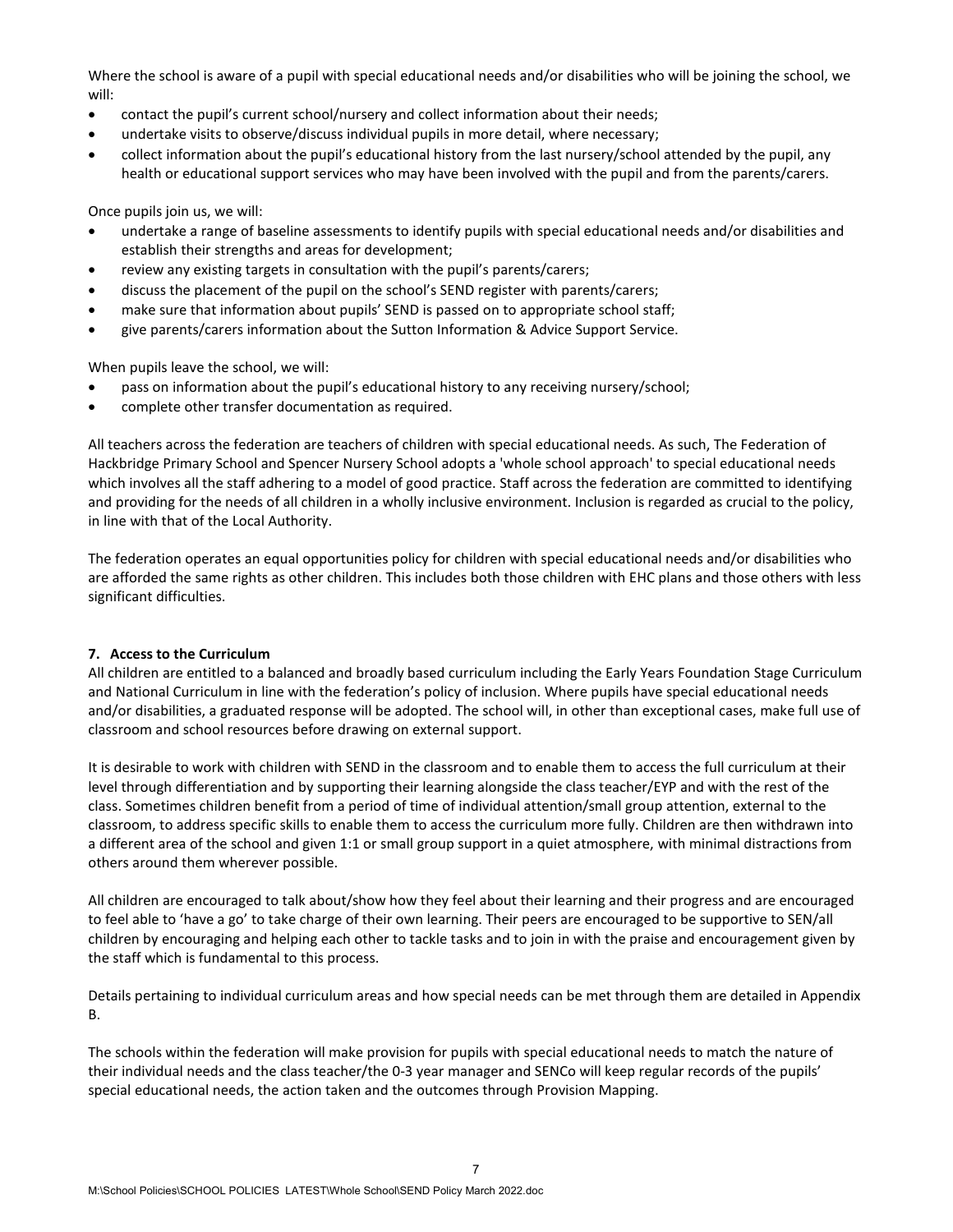Where the school is aware of a pupil with special educational needs and/or disabilities who will be joining the school, we will:

- contact the pupil's current school/nursery and collect information about their needs;
- undertake visits to observe/discuss individual pupils in more detail, where necessary;
- collect information about the pupil's educational history from the last nursery/school attended by the pupil, any health or educational support services who may have been involved with the pupil and from the parents/carers.

Once pupils join us, we will:

- undertake a range of baseline assessments to identify pupils with special educational needs and/or disabilities and establish their strengths and areas for development;
- review any existing targets in consultation with the pupil's parents/carers;
- discuss the placement of the pupil on the school's SEND register with parents/carers;
- make sure that information about pupils' SEND is passed on to appropriate school staff;
- give parents/carers information about the Sutton Information & Advice Support Service.

When pupils leave the school, we will:

- pass on information about the pupil's educational history to any receiving nursery/school;
- complete other transfer documentation as required.

All teachers across the federation are teachers of children with special educational needs. As such, The Federation of Hackbridge Primary School and Spencer Nursery School adopts a 'whole school approach' to special educational needs which involves all the staff adhering to a model of good practice. Staff across the federation are committed to identifying and providing for the needs of all children in a wholly inclusive environment. Inclusion is regarded as crucial to the policy, in line with that of the Local Authority.

The federation operates an equal opportunities policy for children with special educational needs and/or disabilities who are afforded the same rights as other children. This includes both those children with EHC plans and those others with less significant difficulties.

**7. Access to the Curriculum**

All children are entitled to a balanced and broadly based curriculum including the Early Years Foundation Stage Curriculum and National Curriculum in line with the federation's policy of inclusion. Where pupils have special educational needs and/or disabilities, a graduated response will be adopted. The school will, in other than exceptional cases, make full use of classroom and school resources before drawing on external support.

It is desirable to work with children with SEND in the classroom and to enable them to access the full curriculum at their level through differentiation and by supporting their learning alongside the class teacher/EYP and with the rest of the class. Sometimes children benefit from a period of time of individual attention/small group attention, external to the classroom, to address specific skills to enable them to access the curriculum more fully. Children are then withdrawn into a different area of the school and given 1:1 or small group support in a quiet atmosphere, with minimal distractions from others around them wherever possible.

All children are encouraged to talk about/show how they feel about their learning and their progress and are encouraged to feel able to 'have a go' to take charge of their own learning. Their peers are encouraged to be supportive to SEN/all children by encouraging and helping each other to tackle tasks and to join in with the praise and encouragement given by the staff which is fundamental to this process.

Details pertaining to individual curriculum areas and how special needs can be met through them are detailed in Appendix B.

The schools within the federation will make provision for pupils with special educational needs to match the nature of their individual needs and the class teacher/the 0-3 year manager and SENCo will keep regular records of the pupils' special educational needs, the action taken and the outcomes through Provision Mapping.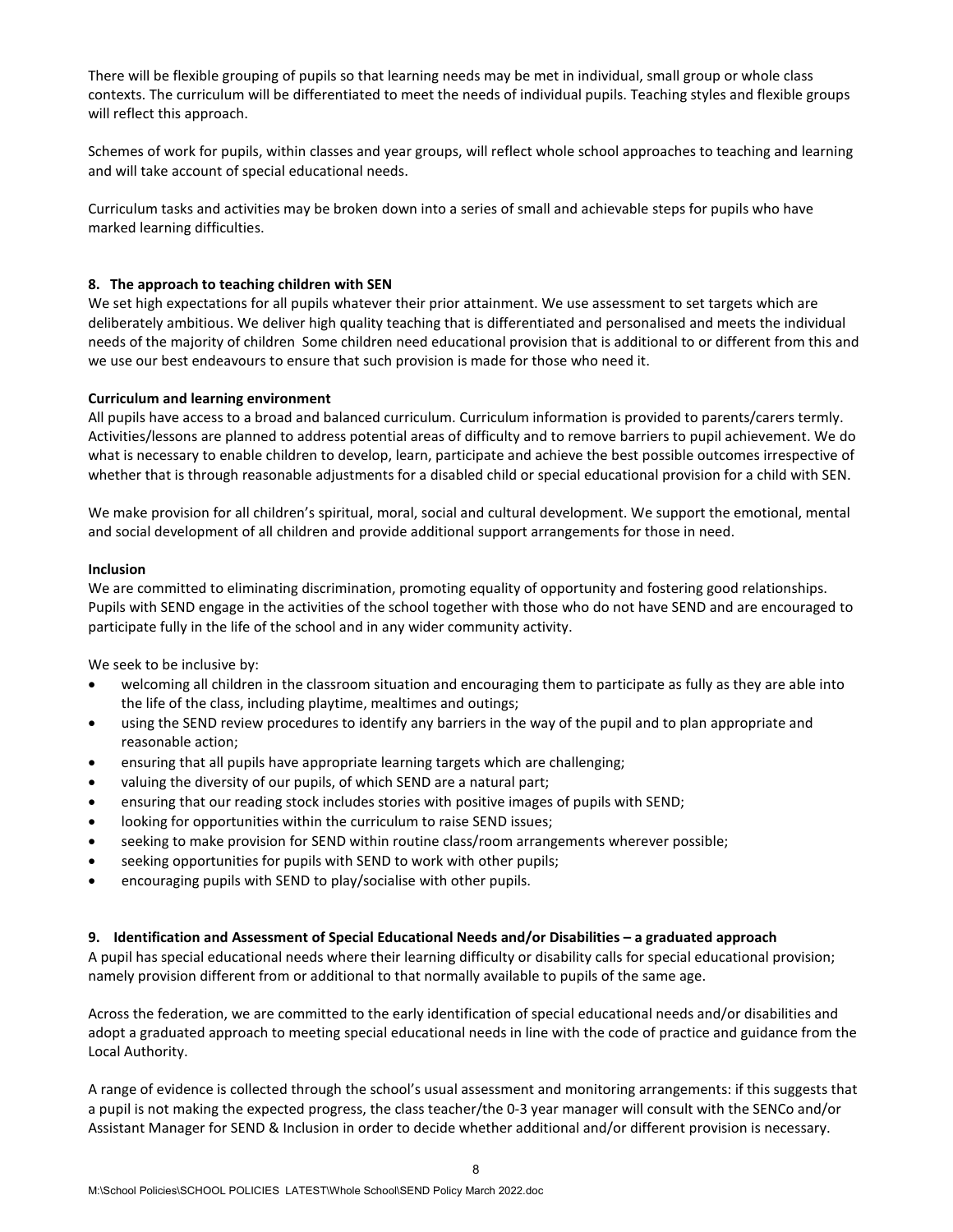There will be flexible grouping of pupils so that learning needs may be met in individual, small group or whole class contexts. The curriculum will be differentiated to meet the needs of individual pupils. Teaching styles and flexible groups will reflect this approach.

Schemes of work for pupils, within classes and year groups, will reflect whole school approaches to teaching and learning and will take account of special educational needs.

Curriculum tasks and activities may be broken down into a series of small and achievable steps for pupils who have marked learning difficulties.

## 8. The approach to teaching children with SEN

We set high expectations for all pupils whatever their prior attainment. We use assessment to set targets which are deliberately ambitious. We deliver high quality teaching that is differentiated and personalised and meets the individual needs of the majority of children Some children need educational provision that is additional to or different from this and we use our best endeavours to ensure that such provision is made for those who need it.

**Curriculum and learning environment**

All pupils have access to a broad and balanced curriculum. Curriculum information is provided to parents/carers termly. Activities/lessons are planned to address potential areas of difficulty and to remove barriers to pupil achievement. We do what is necessary to enable children to develop, learn, participate and achieve the best possible outcomes irrespective of whether that is through reasonable adjustments for a disabled child or special educational provision for a child with SEN.

We make provision for all children's spiritual, moral, social and cultural development. We support the emotional, mental and social development of all children and provide additional support arrangements for those in need.

**Inclusion**

We are committed to eliminating discrimination, promoting equality of opportunity and fostering good relationships. Pupils with SEND engage in the activities of the school together with those who do not have SEND and are encouraged to participate fully in the life of the school and in any wider community activity.

We seek to be inclusive by:

- welcoming all children in the classroom situation and encouraging them to participate as fully as they are able into the life of the class, including playtime, mealtimes and outings;
- using the SEND review procedures to identify any barriers in the way of the pupil and to plan appropriate and reasonable action;
- ensuring that all pupils have appropriate learning targets which are challenging;
- valuing the diversity of our pupils, of which SEND are a natural part;
- ensuring that our reading stock includes stories with positive images of pupils with SEND;
- looking for opportunities within the curriculum to raise SEND issues;
- seeking to make provision for SEND within routine class/room arrangements wherever possible;
- seeking opportunities for pupils with SEND to work with other pupils;
- encouraging pupils with SEND to play/socialise with other pupils.

## 9. Identification and Assessment of Special Educational Needs and/or Disabilities – a graduated approach

A pupil has special educational needs where their learning difficulty or disability calls for special educational provision; namely provision different from or additional to that normally available to pupils of the same age.

Across the federation, we are committed to the early identification of special educational needs and/or disabilities and adopt a graduated approach to meeting special educational needs in line with the code of practice and guidance from the Local Authority.

A range of evidence is collected through the school's usual assessment and monitoring arrangements: if this suggests that a pupil is not making the expected progress, the class teacher/the 0-3 year manager will consult with the SENCo and/or Assistant Manager for SEND & Inclusion in order to decide whether additional and/or different provision is necessary.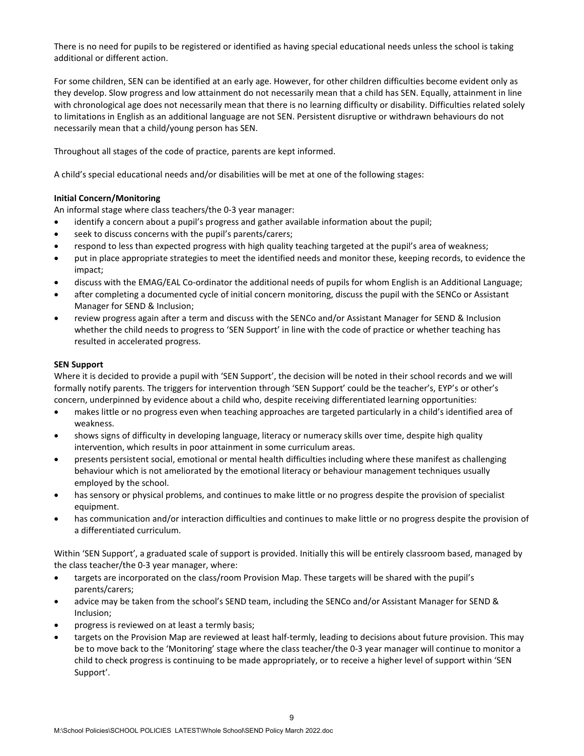There is no need for pupils to be registered or identified as having special educational needs unless the school is taking additional or different action.

For some children, SEN can be identified at an early age. However, for other children difficulties become evident only as they develop. Slow progress and low attainment do not necessarily mean that a child has SEN. Equally, attainment in line with chronological age does not necessarily mean that there is no learning difficulty or disability. Difficulties related solely to limitations in English as an additional language are not SEN. Persistent disruptive or withdrawn behaviours do not necessarily mean that a child/young person has SEN.

Throughout all stages of the code of practice, parents are kept informed.

A child's special educational needs and/or disabilities will be met at one of the following stages:

**Initial Concern/Monitoring**

An informal stage where class teachers/the 0-3 year manager:

- identify a concern about a pupil's progress and gather available information about the pupil;
- seek to discuss concerns with the pupil's parents/carers;
- respond to less than expected progress with high quality teaching targeted at the pupil's area of weakness;
- put in place appropriate strategies to meet the identified needs and monitor these, keeping records, to evidence the impact;
- discuss with the EMAG/EAL Co-ordinator the additional needs of pupils for whom English is an Additional Language;
- after completing a documented cycle of initial concern monitoring, discuss the pupil with the SENCo or Assistant Manager for SEND & Inclusion;
- review progress again after a term and discuss with the SENCo and/or Assistant Manager for SEND & Inclusion whether the child needs to progress to 'SEN Support' in line with the code of practice or whether teaching has resulted in accelerated progress.

**SEN Support**

Where it is decided to provide a pupil with 'SEN Support', the decision will be noted in their school records and we will formally notify parents. The triggers for intervention through 'SEN Support' could be the teacher's, EYP's or other's concern, underpinned by evidence about a child who, despite receiving differentiated learning opportunities:

- makes little or no progress even when teaching approaches are targeted particularly in a child's identified area of weakness.
- shows signs of difficulty in developing language, literacy or numeracy skills over time, despite high quality intervention, which results in poor attainment in some curriculum areas.
- presents persistent social, emotional or mental health difficulties including where these manifest as challenging behaviour which is not ameliorated by the emotional literacy or behaviour management techniques usually employed by the school.
- has sensory or physical problems, and continues to make little or no progress despite the provision of specialist equipment.
- has communication and/or interaction difficulties and continues to make little or no progress despite the provision of a differentiated curriculum.

Within 'SEN Support', a graduated scale of support is provided. Initially this will be entirely classroom based, managed by the class teacher/the 0-3 year manager, where:

- targets are incorporated on the class/room Provision Map. These targets will be shared with the pupil's parents/carers;
- advice may be taken from the school's SEND team, including the SENCo and/or Assistant Manager for SEND & Inclusion;
- progress is reviewed on at least a termly basis;
- targets on the Provision Map are reviewed at least half-termly, leading to decisions about future provision. This may be to move back to the 'Monitoring' stage where the class teacher/the 0-3 year manager will continue to monitor a child to check progress is continuing to be made appropriately, or to receive a higher level of support within 'SEN Support'.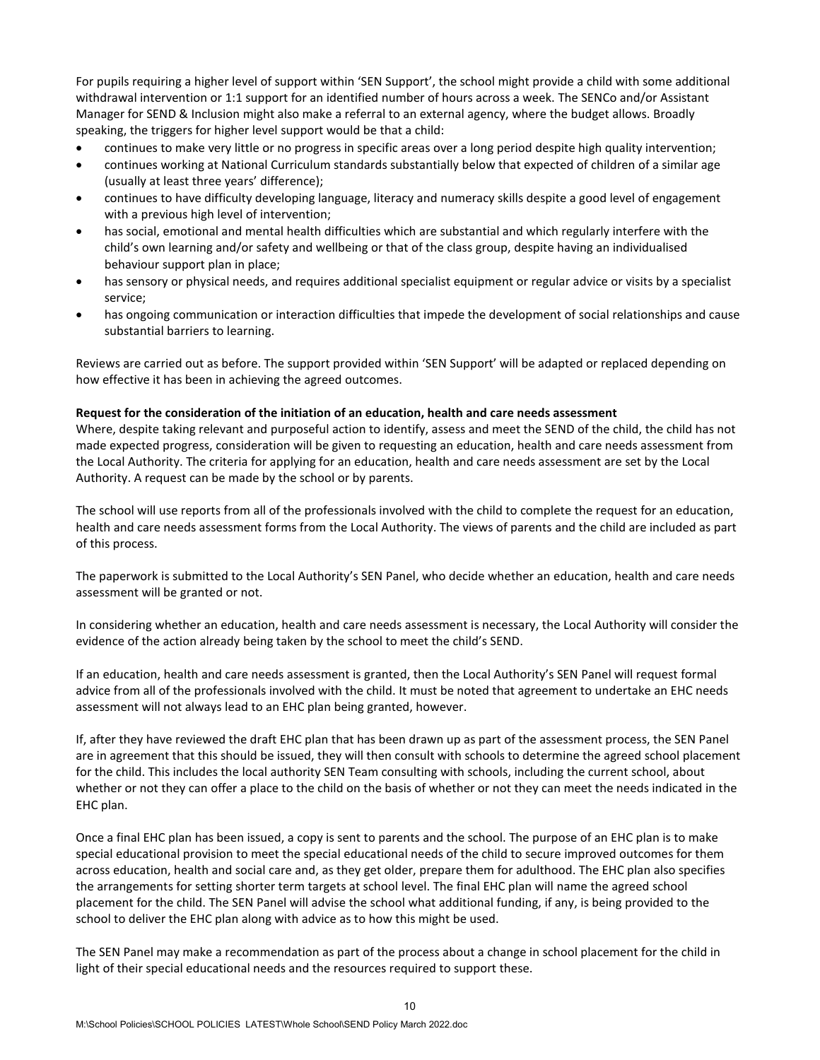For pupils requiring a higher level of support within 'SEN Support', the school might provide a child with some additional withdrawal intervention or 1:1 support for an identified number of hours across a week. The SENCo and/or Assistant Manager for SEND & Inclusion might also make a referral to an external agency, where the budget allows. Broadly speaking, the triggers for higher level support would be that a child:

- continues to make very little or no progress in specific areas over a long period despite high quality intervention;
- continues working at National Curriculum standards substantially below that expected of children of a similar age (usually at least three years' difference);
- continues to have difficulty developing language, literacy and numeracy skills despite a good level of engagement with a previous high level of intervention;
- has social, emotional and mental health difficulties which are substantial and which regularly interfere with the child's own learning and/or safety and wellbeing or that of the class group, despite having an individualised behaviour support plan in place;
- has sensory or physical needs, and requires additional specialist equipment or regular advice or visits by a specialist service;
- has ongoing communication or interaction difficulties that impede the development of social relationships and cause substantial barriers to learning.

Reviews are carried out as before. The support provided within 'SEN Support' will be adapted or replaced depending on how effective it has been in achieving the agreed outcomes.

**Request for the consideration of the initiation of an education, health and care needs assessment**

Where, despite taking relevant and purposeful action to identify, assess and meet the SEND of the child, the child has not made expected progress, consideration will be given to requesting an education, health and care needs assessment from the Local Authority. The criteria for applying for an education, health and care needs assessment are set by the Local Authority. A request can be made by the school or by parents.

The school will use reports from all of the professionals involved with the child to complete the request for an education, health and care needs assessment forms from the Local Authority. The views of parents and the child are included as part of this process.

The paperwork is submitted to the Local Authority's SEN Panel, who decide whether an education, health and care needs assessment will be granted or not.

In considering whether an education, health and care needs assessment is necessary, the Local Authority will consider the evidence of the action already being taken by the school to meet the child's SEND.

If an education, health and care needs assessment is granted, then the Local Authority's SEN Panel will request formal advice from all of the professionals involved with the child. It must be noted that agreement to undertake an EHC needs assessment will not always lead to an EHC plan being granted, however.

If, after they have reviewed the draft EHC plan that has been drawn up as part of the assessment process, the SEN Panel are in agreement that this should be issued, they will then consult with schools to determine the agreed school placement for the child. This includes the local authority SEN Team consulting with schools, including the current school, about whether or not they can offer a place to the child on the basis of whether or not they can meet the needs indicated in the EHC plan.

Once a final EHC plan has been issued, a copy is sent to parents and the school. The purpose of an EHC plan is to make special educational provision to meet the special educational needs of the child to secure improved outcomes for them across education, health and social care and, as they get older, prepare them for adulthood. The EHC plan also specifies the arrangements for setting shorter term targets at school level. The final EHC plan will name the agreed school placement for the child. The SEN Panel will advise the school what additional funding, if any, is being provided to the school to deliver the EHC plan along with advice as to how this might be used.

The SEN Panel may make a recommendation as part of the process about a change in school placement for the child in light of their special educational needs and the resources required to support these.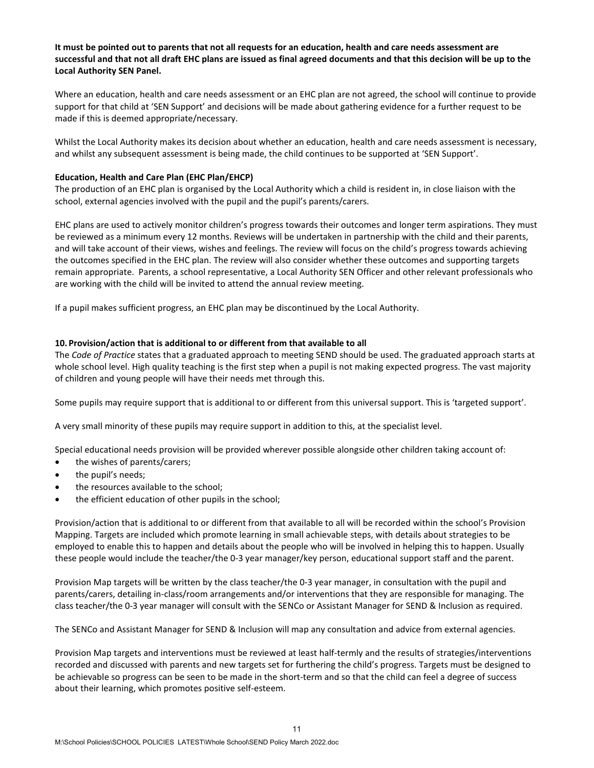**It must be pointed out to parents that not all requests for an education, health and care needs assessment are successful and that not all draft EHC plans are issued as final agreed documents and that this decision will be up to the Local Authority SEN Panel.**

Where an education, health and care needs assessment or an EHC plan are not agreed, the school will continue to provide support for that child at 'SEN Support' and decisions will be made about gathering evidence for a further request to be made if this is deemed appropriate/necessary.

Whilst the Local Authority makes its decision about whether an education, health and care needs assessment is necessary, and whilst any subsequent assessment is being made, the child continues to be supported at 'SEN Support'.

**Education, Health and Care Plan (EHC Plan/EHCP)**

The production of an EHC plan is organised by the Local Authority which a child is resident in, in close liaison with the school, external agencies involved with the pupil and the pupil's parents/carers.

EHC plans are used to actively monitor children's progress towards their outcomes and longer term aspirations. They must be reviewed as a minimum every 12 months. Reviews will be undertaken in partnership with the child and their parents, and will take account of their views, wishes and feelings. The review will focus on the child's progress towards achieving the outcomes specified in the EHC plan. The review will also consider whether these outcomes and supporting targets remain appropriate. Parents, a school representative, a Local Authority SEN Officer and other relevant professionals who are working with the child will be invited to attend the annual review meeting.

If a pupil makes sufficient progress, an EHC plan may be discontinued by the Local Authority.

## 10. Provision/action that is additional to or different from that available to all

The *Code of Practice* states that a graduated approach to meeting SEND should be used. The graduated approach starts at whole school level. High quality teaching is the first step when a pupil is not making expected progress. The vast majority of children and young people will have their needs met through this.

Some pupils may require support that is additional to or different from this universal support. This is 'targeted support'.

A very small minority of these pupils may require support in addition to this, at the specialist level.

Special educational needs provision will be provided wherever possible alongside other children taking account of:

- the wishes of parents/carers;
- the pupil's needs;
- the resources available to the school;
- the efficient education of other pupils in the school;

Provision/action that is additional to or different from that available to all will be recorded within the school's Provision Mapping. Targets are included which promote learning in small achievable steps, with details about strategies to be employed to enable this to happen and details about the people who will be involved in helping this to happen. Usually these people would include the teacher/the 0-3 year manager/key person, educational support staff and the parent.

Provision Map targets will be written by the class teacher/the 0-3 year manager, in consultation with the pupil and parents/carers, detailing in-class/room arrangements and/or interventions that they are responsible for managing. The class teacher/the 0-3 year manager will consult with the SENCo or Assistant Manager for SEND & Inclusion as required.

The SENCo and Assistant Manager for SEND & Inclusion will map any consultation and advice from external agencies.

Provision Map targets and interventions must be reviewed at least half-termly and the results of strategies/interventions recorded and discussed with parents and new targets set for furthering the child's progress. Targets must be designed to be achievable so progress can be seen to be made in the short-term and so that the child can feel a degree of success about their learning, which promotes positive self-esteem.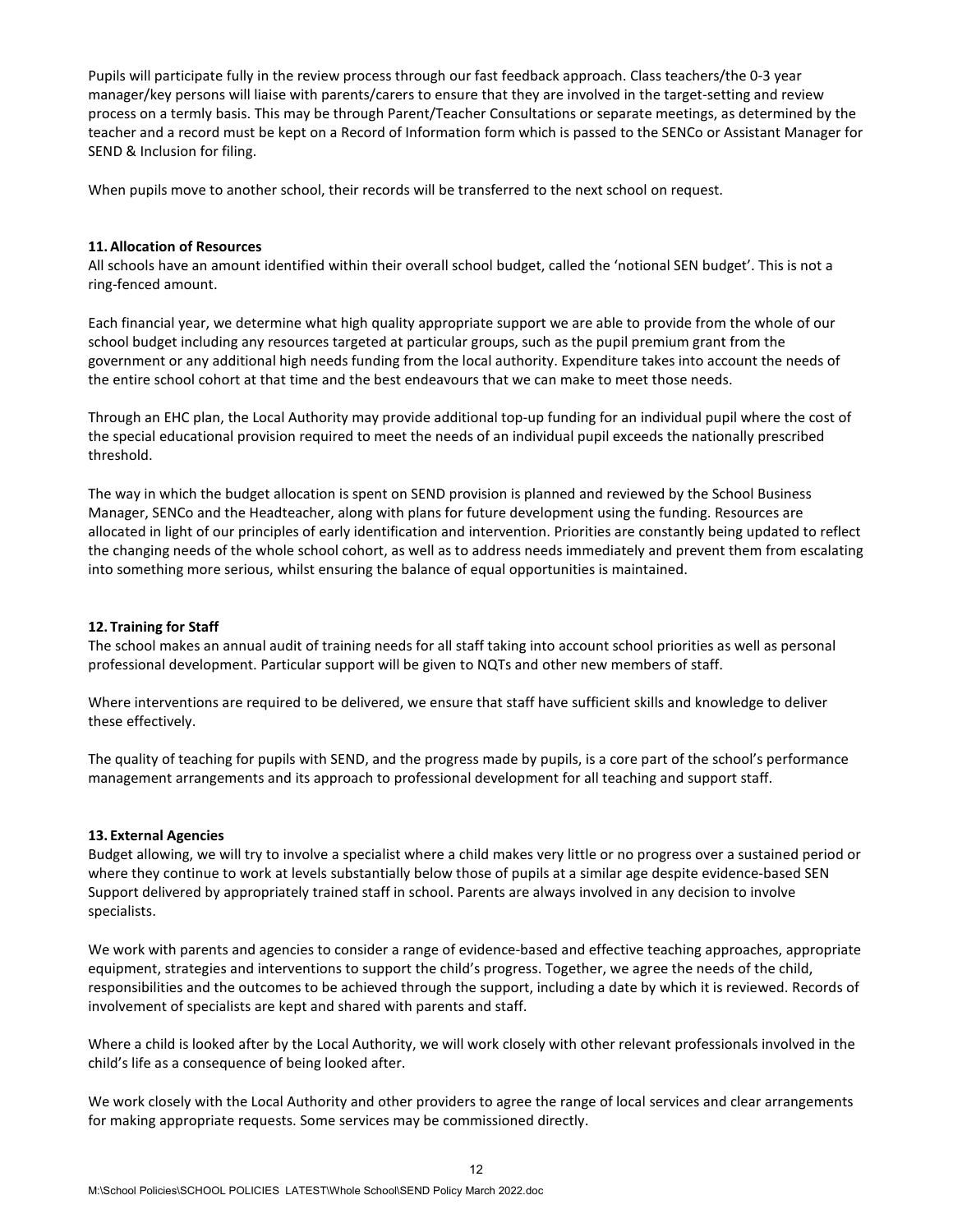Pupils will participate fully in the review process through our fast feedback approach. Class teachers/the 0-3 year manager/key persons will liaise with parents/carers to ensure that they are involved in the target-setting and review process on a termly basis. This may be through Parent/Teacher Consultations or separate meetings, as determined by the teacher and a record must be kept on a Record of Information form which is passed to the SENCo or Assistant Manager for SEND & Inclusion for filing.

When pupils move to another school, their records will be transferred to the next school on request.

### 11. Allocation of Resources

All schools have an amount identified within their overall school budget, called the 'notional SEN budget'. This is not a ring-fenced amount.

Each financial year, we determine what high quality appropriate support we are able to provide from the whole of our school budget including any resources targeted at particular groups, such as the pupil premium grant from the government or any additional high needs funding from the local authority. Expenditure takes into account the needs of the entire school cohort at that time and the best endeavours that we can make to meet those needs.

Through an EHC plan, the Local Authority may provide additional top-up funding for an individual pupil where the cost of the special educational provision required to meet the needs of an individual pupil exceeds the nationally prescribed threshold.

The way in which the budget allocation is spent on SEND provision is planned and reviewed by the School Business Manager, SENCo and the Headteacher, along with plans for future development using the funding. Resources are allocated in light of our principles of early identification and intervention. Priorities are constantly being updated to reflect the changing needs of the whole school cohort, as well as to address needs immediately and prevent them from escalating into something more serious, whilst ensuring the balance of equal opportunities is maintained.

### 12. Training for Staff

The school makes an annual audit of training needs for all staff taking into account school priorities as well as personal professional development. Particular support will be given to NQTs and other new members of staff.

Where interventions are required to be delivered, we ensure that staff have sufficient skills and knowledge to deliver these effectively.

The quality of teaching for pupils with SEND, and the progress made by pupils, is a core part of the school's performance management arrangements and its approach to professional development for all teaching and support staff.

### 13. External Agencies

Budget allowing, we will try to involve a specialist where a child makes very little or no progress over a sustained period or where they continue to work at levels substantially below those of pupils at a similar age despite evidence-based SEN Support delivered by appropriately trained staff in school. Parents are always involved in any decision to involve specialists.

We work with parents and agencies to consider a range of evidence-based and effective teaching approaches, appropriate equipment, strategies and interventions to support the child's progress. Together, we agree the needs of the child, responsibilities and the outcomes to be achieved through the support, including a date by which it is reviewed. Records of involvement of specialists are kept and shared with parents and staff.

Where a child is looked after by the Local Authority, we will work closely with other relevant professionals involved in the child's life as a consequence of being looked after.

We work closely with the Local Authority and other providers to agree the range of local services and clear arrangements for making appropriate requests. Some services may be commissioned directly.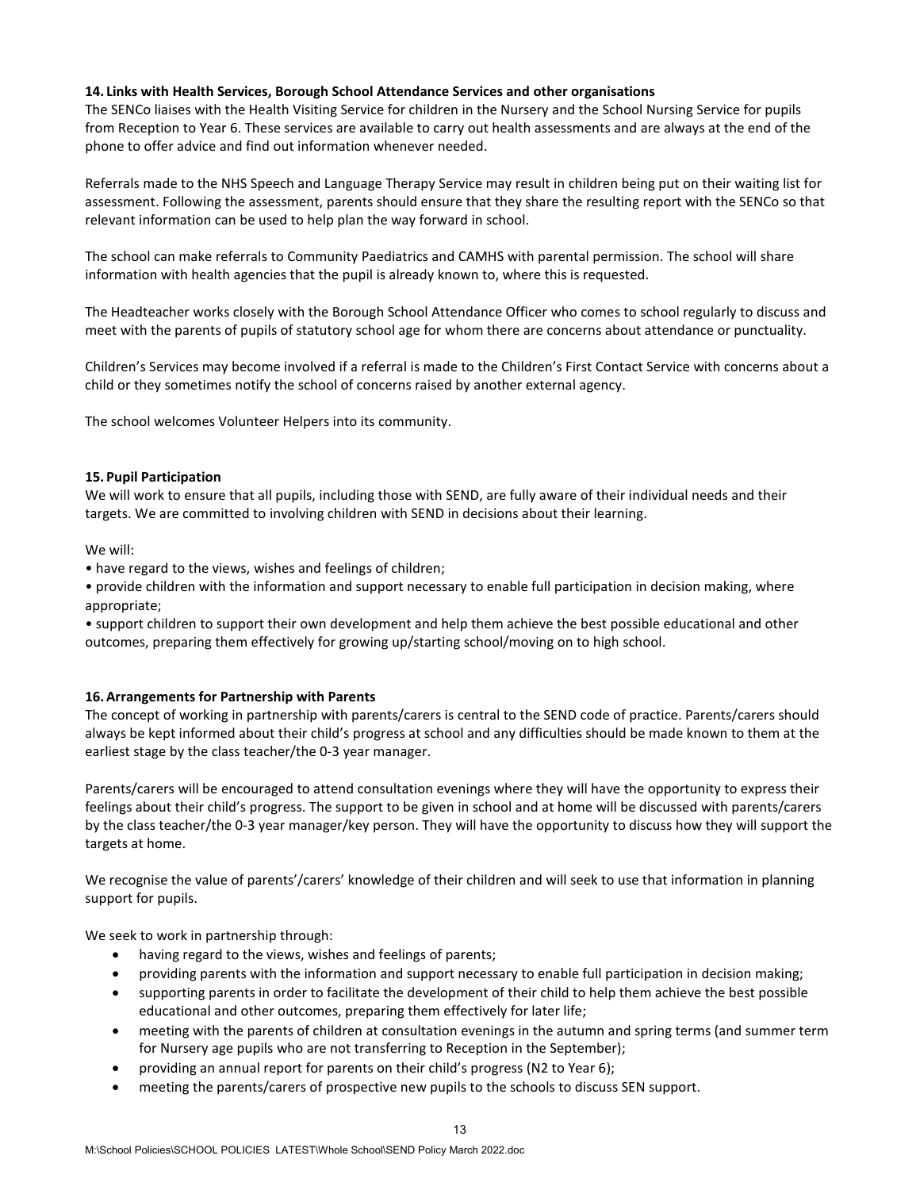### 14. Links with Health Services, Borough School Attendance Services and other organisations

The SENCo liaises with the Health Visiting Service for children in the Nursery and the School Nursing Service for pupils from Reception to Year 6. These services are available to carry out health assessments and are always at the end of the phone to offer advice and find out information whenever needed.

Referrals made to the NHS Speech and Language Therapy Service may result in children being put on their waiting list for assessment. Following the assessment, parents should ensure that they share the resulting report with the SENCo so that relevant information can be used to help plan the way forward in school.

The school can make referrals to Community Paediatrics and CAMHS with parental permission. The school will share information with health agencies that the pupil is already known to, where this is requested.

The Headteacher works closely with the Borough School Attendance Officer who comes to school regularly to discuss and meet with the parents of pupils of statutory school age for whom there are concerns about attendance or punctuality.

Children's Services may become involved if a referral is made to the Children's First Contact Service with concerns about a child or they sometimes notify the school of concerns raised by another external agency.

The school welcomes Volunteer Helpers into its community.

### 15. Pupil Participation

We will work to ensure that all pupils, including those with SEND, are fully aware of their individual needs and their targets. We are committed to involving children with SEND in decisions about their learning.

We will:

- have regard to the views, wishes and feelings of children;
- provide children with the information and support necessary to enable full participation in decision making, where appropriate;
- support children to support their own development and help them achieve the best possible educational and other outcomes, preparing them effectively for growing up/starting school/moving on to high school.

### 16. Arrangements for Partnership with Parents

The concept of working in partnership with parents/carers is central to the SEND code of practice. Parents/carers should always be kept informed about their child's progress at school and any difficulties should be made known to them at the earliest stage by the class teacher/the 0-3 year manager.

Parents/carers will be encouraged to attend consultation evenings where they will have the opportunity to express their feelings about their child's progress. The support to be given in school and at home will be discussed with parents/carers by the class teacher/the 0-3 year manager/key person. They will have the opportunity to discuss how they will support the targets at home.

We recognise the value of parents'/carers' knowledge of their children and will seek to use that information in planning support for pupils.

We seek to work in partnership through:

- having regard to the views, wishes and feelings of parents;
- providing parents with the information and support necessary to enable full participation in decision making;
- supporting parents in order to facilitate the development of their child to help them achieve the best possible educational and other outcomes, preparing them effectively for later life;
- meeting with the parents of children at consultation evenings in the autumn and spring terms (and summer term for Nursery age pupils who are not transferring to Reception in the September);
- providing an annual report for parents on their child's progress (N2 to Year 6);
- meeting the parents/carers of prospective new pupils to the schools to discuss SEN support.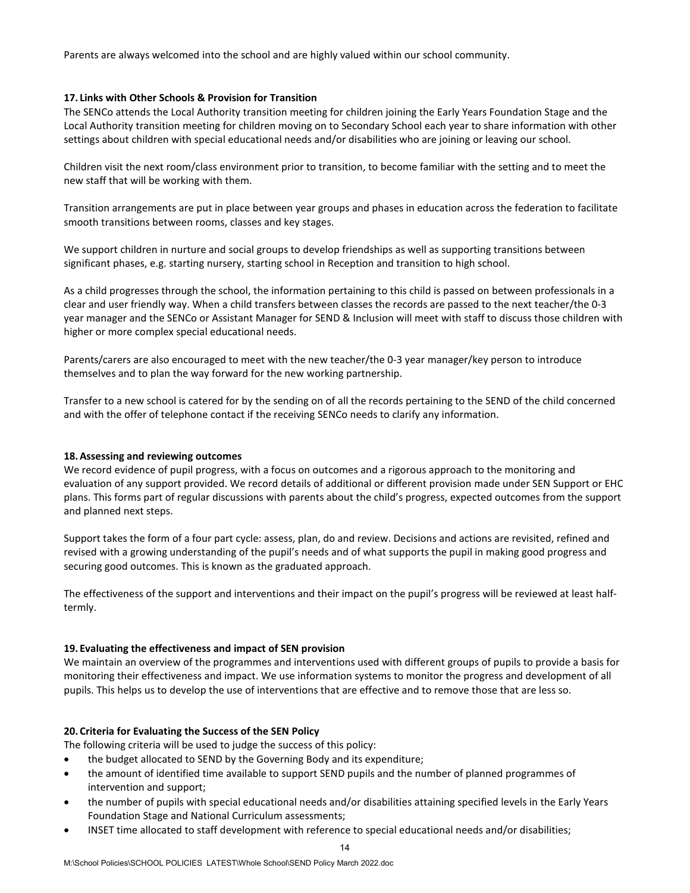Parents are always welcomed into the school and are highly valued within our school community.

**17. Links with Other Schools & Provision for Transition**

The SENCo attends the Local Authority transition meeting for children joining the Early Years Foundation Stage and the Local Authority transition meeting for children moving on to Secondary School each year to share information with other settings about children with special educational needs and/or disabilities who are joining or leaving our school.

Children visit the next room/class environment prior to transition, to become familiar with the setting and to meet the new staff that will be working with them.

Transition arrangements are put in place between year groups and phases in education across the federation to facilitate smooth transitions between rooms, classes and key stages.

We support children in nurture and social groups to develop friendships as well as supporting transitions between significant phases, e.g. starting nursery, starting school in Reception and transition to high school.

As a child progresses through the school, the information pertaining to this child is passed on between professionals in a clear and user friendly way. When a child transfers between classes the records are passed to the next teacher/the 0-3 year manager and the SENCo or Assistant Manager for SEND & Inclusion will meet with staff to discuss those children with higher or more complex special educational needs.

Parents/carers are also encouraged to meet with the new teacher/the 0-3 year manager/key person to introduce themselves and to plan the way forward for the new working partnership.

Transfer to a new school is catered for by the sending on of all the records pertaining to the SEND of the child concerned and with the offer of telephone contact if the receiving SENCo needs to clarify any information.

**18. Assessing and reviewing outcomes**

We record evidence of pupil progress, with a focus on outcomes and a rigorous approach to the monitoring and evaluation of any support provided. We record details of additional or different provision made under SEN Support or EHC plans. This forms part of regular discussions with parents about the child's progress, expected outcomes from the support and planned next steps.

Support takes the form of a four part cycle: assess, plan, do and review. Decisions and actions are revisited, refined and revised with a growing understanding of the pupil's needs and of what supports the pupil in making good progress and securing good outcomes. This is known as the graduated approach.

The effectiveness of the support and interventions and their impact on the pupil's progress will be reviewed at least half-termly.

**19. Evaluating the effectiveness and impact of SEN provision**

We maintain an overview of the programmes and interventions used with different groups of pupils to provide a basis for monitoring their effectiveness and impact. We use information systems to monitor the progress and development of all pupils. This helps us to develop the use of interventions that are effective and to remove those that are less so.

**20. Criteria for Evaluating the Success of the SEN Policy**

The following criteria will be used to judge the success of this policy:

- the budget allocated to SEND by the Governing Body and its expenditure;
- the amount of identified time available to support SEND pupils and the number of planned programmes of intervention and support;
- the number of pupils with special educational needs and/or disabilities attaining specified levels in the Early Years Foundation Stage and National Curriculum assessments;
- INSET time allocated to staff development with reference to special educational needs and/or disabilities;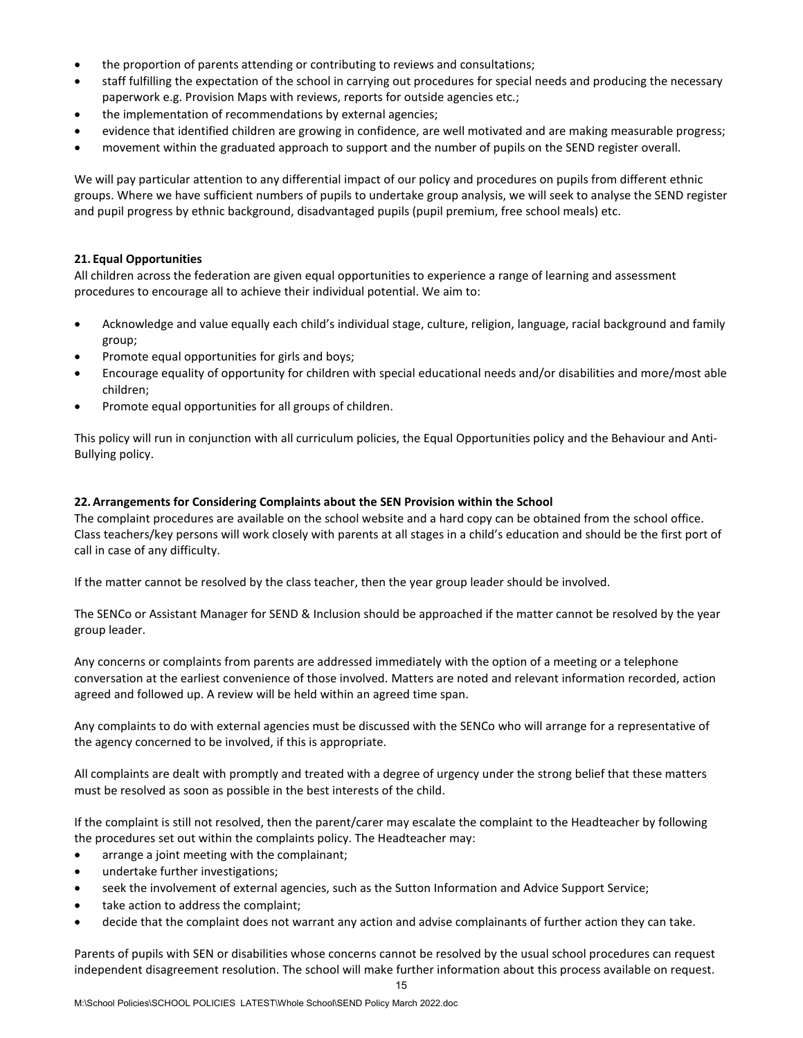- the proportion of parents attending or contributing to reviews and consultations;
- staff fulfilling the expectation of the school in carrying out procedures for special needs and producing the necessary paperwork e.g. Provision Maps with reviews, reports for outside agencies etc.;
- the implementation of recommendations by external agencies;
- evidence that identified children are growing in confidence, are well motivated and are making measurable progress;
- movement within the graduated approach to support and the number of pupils on the SEND register overall.

We will pay particular attention to any differential impact of our policy and procedures on pupils from different ethnic groups. Where we have sufficient numbers of pupils to undertake group analysis, we will seek to analyse the SEND register and pupil progress by ethnic background, disadvantaged pupils (pupil premium, free school meals) etc.

**21. Equal Opportunities**

All children across the federation are given equal opportunities to experience a range of learning and assessment procedures to encourage all to achieve their individual potential. We aim to:

- Acknowledge and value equally each child's individual stage, culture, religion, language, racial background and family group;
- Promote equal opportunities for girls and boys;
- Encourage equality of opportunity for children with special educational needs and/or disabilities and more/most able children;
- Promote equal opportunities for all groups of children.

This policy will run in conjunction with all curriculum policies, the Equal Opportunities policy and the Behaviour and Anti-Bullying policy.

**22. Arrangements for Considering Complaints about the SEN Provision within the School**

The complaint procedures are available on the school website and a hard copy can be obtained from the school office. Class teachers/key persons will work closely with parents at all stages in a child's education and should be the first port of call in case of any difficulty.

If the matter cannot be resolved by the class teacher, then the year group leader should be involved.

The SENCo or Assistant Manager for SEND & Inclusion should be approached if the matter cannot be resolved by the year group leader.

Any concerns or complaints from parents are addressed immediately with the option of a meeting or a telephone conversation at the earliest convenience of those involved. Matters are noted and relevant information recorded, action agreed and followed up. A review will be held within an agreed time span.

Any complaints to do with external agencies must be discussed with the SENCo who will arrange for a representative of the agency concerned to be involved, if this is appropriate.

All complaints are dealt with promptly and treated with a degree of urgency under the strong belief that these matters must be resolved as soon as possible in the best interests of the child.

If the complaint is still not resolved, then the parent/carer may escalate the complaint to the Headteacher by following the procedures set out within the complaints policy. The Headteacher may:

- arrange a joint meeting with the complainant;
- undertake further investigations;
- seek the involvement of external agencies, such as the Sutton Information and Advice Support Service;
- take action to address the complaint;
- decide that the complaint does not warrant any action and advise complainants of further action they can take.

Parents of pupils with SEN or disabilities whose concerns cannot be resolved by the usual school procedures can request independent disagreement resolution. The school will make further information about this process available on request.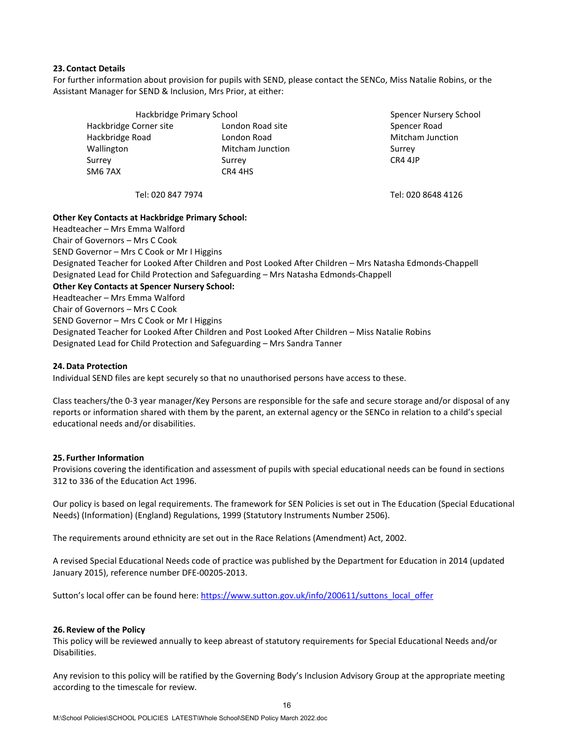### 23. Contact Details

For further information about provision for pupils with SEND, please contact the SENCo, Miss Natalie Robins, or the Assistant Manager for SEND & Inclusion, Mrs Prior, at either:

| Hackbridge Primary School | | Spencer Nursery School |
|---|---|---|
| Hackbridge Corner site | London Road site | Spencer Road |
| Hackbridge Road | London Road | Mitcham Junction |
| Wallington | Mitcham Junction | Surrey |
| Surrey | Surrey | CR4 4JP |
| SM6 7AX | CR4 4HS | |
| Tel: 020 847 7974 | | Tel: 020 8648 4126 |

**Other Key Contacts at Hackbridge Primary School:**

Headteacher – Mrs Emma Walford
Chair of Governors – Mrs C Cook
SEND Governor – Mrs C Cook or Mr I Higgins
Designated Teacher for Looked After Children and Post Looked After Children – Mrs Natasha Edmonds-Chappell
Designated Lead for Child Protection and Safeguarding – Mrs Natasha Edmonds-Chappell

**Other Key Contacts at Spencer Nursery School:**

Headteacher – Mrs Emma Walford
Chair of Governors – Mrs C Cook
SEND Governor – Mrs C Cook or Mr I Higgins
Designated Teacher for Looked After Children and Post Looked After Children – Miss Natalie Robins
Designated Lead for Child Protection and Safeguarding – Mrs Sandra Tanner

### 24. Data Protection

Individual SEND files are kept securely so that no unauthorised persons have access to these.

Class teachers/the 0-3 year manager/Key Persons are responsible for the safe and secure storage and/or disposal of any reports or information shared with them by the parent, an external agency or the SENCo in relation to a child's special educational needs and/or disabilities.

### 25. Further Information

Provisions covering the identification and assessment of pupils with special educational needs can be found in sections 312 to 336 of the Education Act 1996.

Our policy is based on legal requirements. The framework for SEN Policies is set out in The Education (Special Educational Needs) (Information) (England) Regulations, 1999 (Statutory Instruments Number 2506).

The requirements around ethnicity are set out in the Race Relations (Amendment) Act, 2002.

A revised Special Educational Needs code of practice was published by the Department for Education in 2014 (updated January 2015), reference number DFE-00205-2013.

Sutton's local offer can be found here: https://www.sutton.gov.uk/info/200611/suttons_local_offer

### 26. Review of the Policy

This policy will be reviewed annually to keep abreast of statutory requirements for Special Educational Needs and/or Disabilities.

Any revision to this policy will be ratified by the Governing Body's Inclusion Advisory Group at the appropriate meeting according to the timescale for review.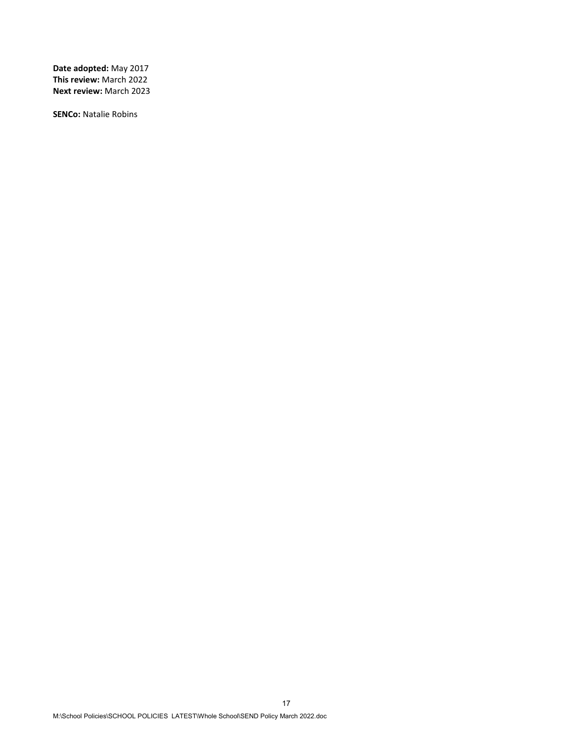**Date adopted:** May 2017
**This review:** March 2022
**Next review:** March 2023

**SENCo:** Natalie Robins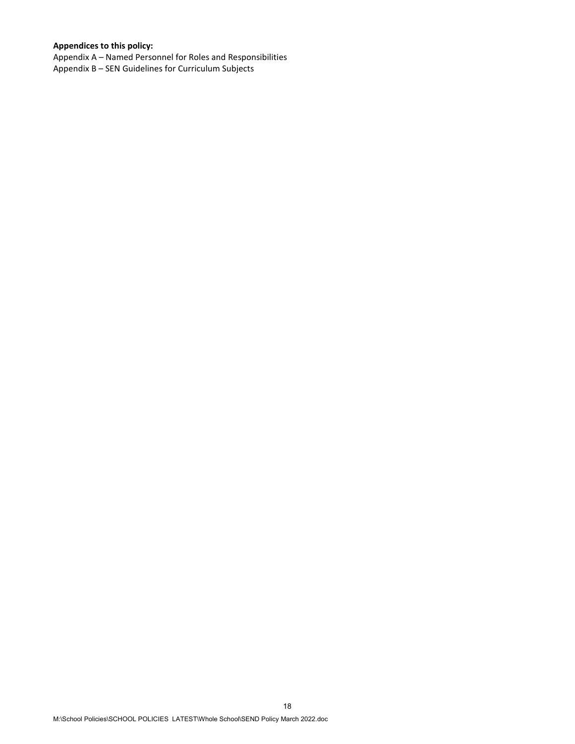**Appendices to this policy:**

Appendix A – Named Personnel for Roles and Responsibilities
Appendix B – SEN Guidelines for Curriculum Subjects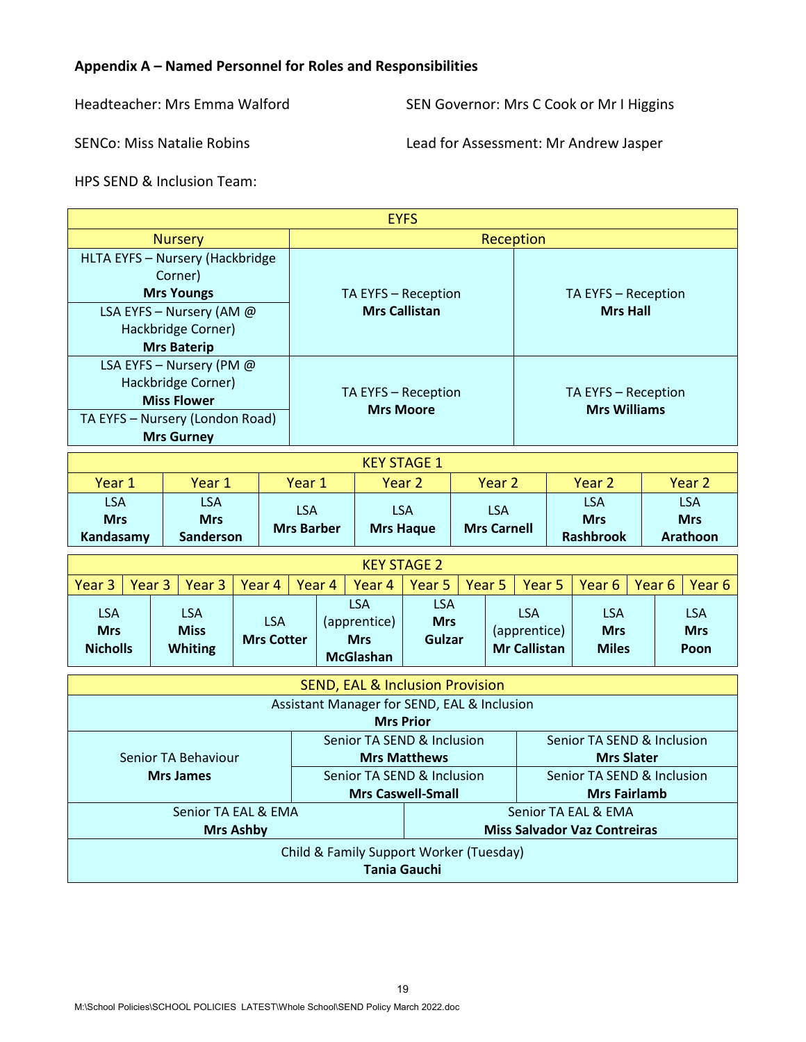**Appendix A – Named Personnel for Roles and Responsibilities**

Headteacher: Mrs Emma Walford

SEN Governor: Mrs C Cook or Mr I Higgins

SENCo: Miss Natalie Robins

Lead for Assessment: Mr Andrew Jasper

HPS SEND & Inclusion Team:

| EYFS | | |
|---|---|---|
| **Nursery** | **Reception** | |
| HLTA EYFS – Nursery (Hackbridge Corner) **Mrs Youngs** | TA EYFS – Reception **Mrs Callistan** | TA EYFS – Reception **Mrs Hall** |
| LSA EYFS – Nursery (AM @ Hackbridge Corner) **Mrs Baterip** | | |
| LSA EYFS – Nursery (PM @ Hackbridge Corner) **Miss Flower** | TA EYFS – Reception **Mrs Moore** | TA EYFS – Reception **Mrs Williams** |
| TA EYFS – Nursery (London Road) **Mrs Gurney** | | |

| KEY STAGE 1 | | | | | | |
|---|---|---|---|---|---|---|
| Year 1 | Year 1 | Year 1 | Year 2 | Year 2 | Year 2 | Year 2 |
| LSA **Mrs Kandasamy** | LSA **Mrs Sanderson** | LSA **Mrs Barber** | LSA **Mrs Haque** | LSA **Mrs Carnell** | LSA **Mrs Rashbrook** | LSA **Mrs Arathoon** |

| KEY STAGE 2 | | | | | | | | | | | |
|---|---|---|---|---|---|---|---|---|---|---|---|
| Year 3 | Year 3 | Year 3 | Year 4 | Year 4 | Year 4 | Year 5 | Year 5 | Year 5 | Year 6 | Year 6 | Year 6 |
| LSA **Mrs Nicholls** | LSA **Miss Whiting** | LSA **Mrs Cotter** | LSA (apprentice) **Mrs McGlashan** | LSA **Mrs Gulzar** | LSA (apprentice) **Mr Callistan** | LSA **Mrs Miles** | LSA **Mrs Poon** | | | | |

| SEND, EAL & Inclusion Provision | | |
|---|---|---|
| Assistant Manager for SEND, EAL & Inclusion **Mrs Prior** | | |
| Senior TA Behaviour **Mrs James** | Senior TA SEND & Inclusion **Mrs Matthews** | Senior TA SEND & Inclusion **Mrs Slater** |
| | Senior TA SEND & Inclusion **Mrs Caswell-Small** | Senior TA SEND & Inclusion **Mrs Fairlamb** |
| Senior TA EAL & EMA **Mrs Ashby** | Senior TA EAL & EMA **Miss Salvador Vaz Contreiras** | |
| Child & Family Support Worker (Tuesday) **Tania Gauchi** | | |

M:\School Policies\SCHOOL POLICIES LATEST\Whole School\SEND Policy March 2022.doc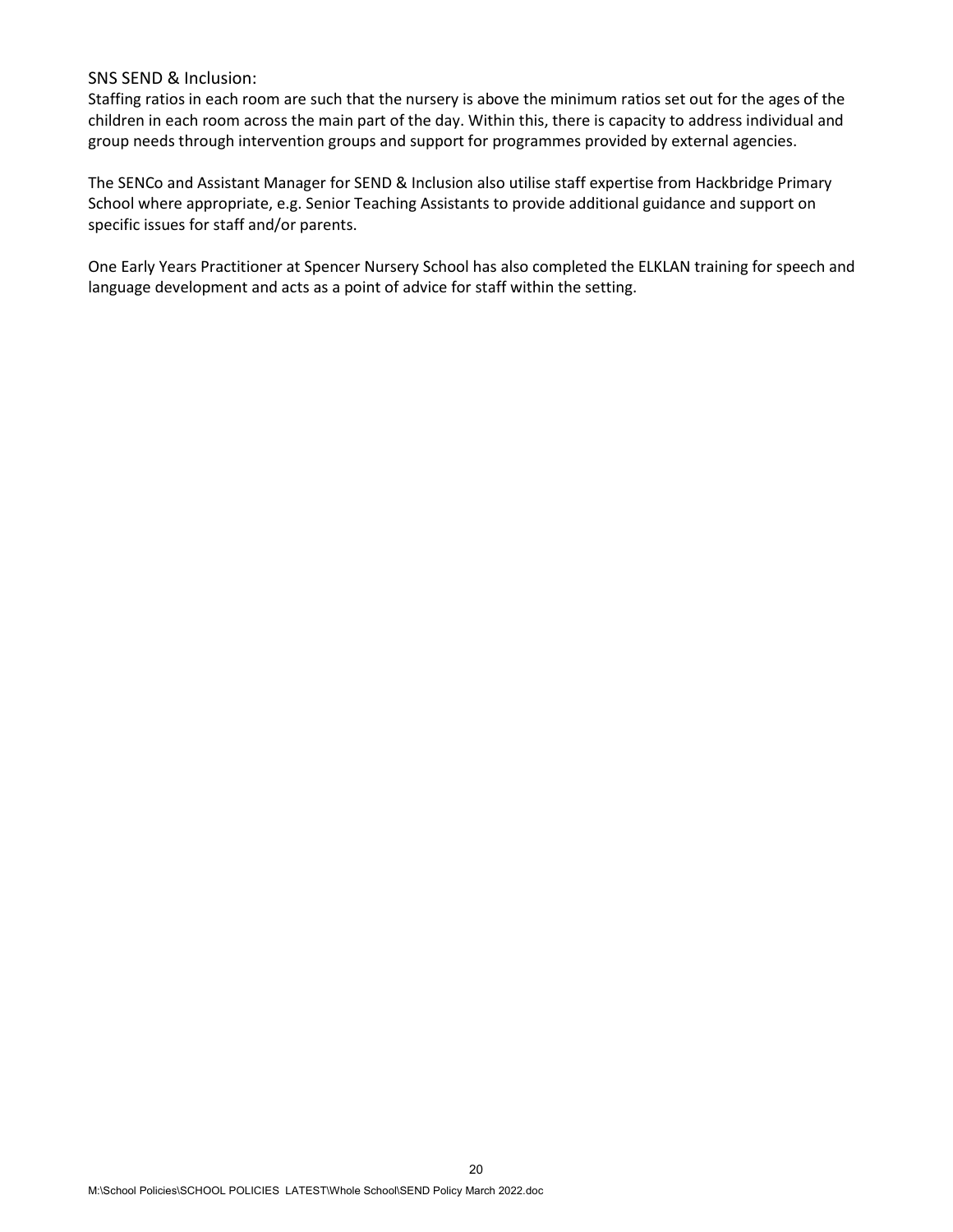SNS SEND & Inclusion:

Staffing ratios in each room are such that the nursery is above the minimum ratios set out for the ages of the children in each room across the main part of the day. Within this, there is capacity to address individual and group needs through intervention groups and support for programmes provided by external agencies.

The SENCo and Assistant Manager for SEND & Inclusion also utilise staff expertise from Hackbridge Primary School where appropriate, e.g. Senior Teaching Assistants to provide additional guidance and support on specific issues for staff and/or parents.

One Early Years Practitioner at Spencer Nursery School has also completed the ELKLAN training for speech and language development and acts as a point of advice for staff within the setting.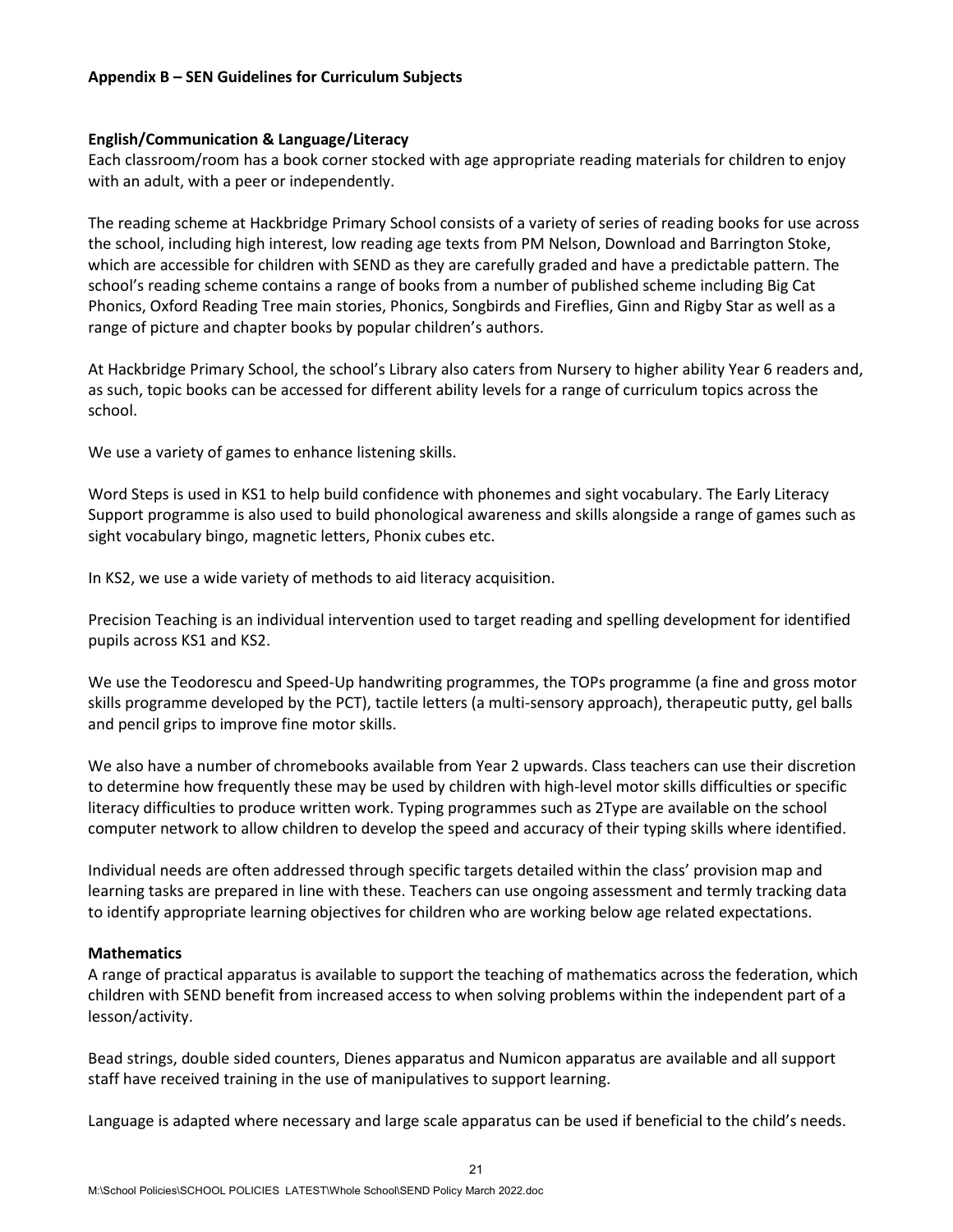**Appendix B – SEN Guidelines for Curriculum Subjects**

**English/Communication & Language/Literacy**

Each classroom/room has a book corner stocked with age appropriate reading materials for children to enjoy with an adult, with a peer or independently.

The reading scheme at Hackbridge Primary School consists of a variety of series of reading books for use across the school, including high interest, low reading age texts from PM Nelson, Download and Barrington Stoke, which are accessible for children with SEND as they are carefully graded and have a predictable pattern. The school's reading scheme contains a range of books from a number of published scheme including Big Cat Phonics, Oxford Reading Tree main stories, Phonics, Songbirds and Fireflies, Ginn and Rigby Star as well as a range of picture and chapter books by popular children's authors.

At Hackbridge Primary School, the school's Library also caters from Nursery to higher ability Year 6 readers and, as such, topic books can be accessed for different ability levels for a range of curriculum topics across the school.

We use a variety of games to enhance listening skills.

Word Steps is used in KS1 to help build confidence with phonemes and sight vocabulary. The Early Literacy Support programme is also used to build phonological awareness and skills alongside a range of games such as sight vocabulary bingo, magnetic letters, Phonix cubes etc.

In KS2, we use a wide variety of methods to aid literacy acquisition.

Precision Teaching is an individual intervention used to target reading and spelling development for identified pupils across KS1 and KS2.

We use the Teodorescu and Speed-Up handwriting programmes, the TOPs programme (a fine and gross motor skills programme developed by the PCT), tactile letters (a multi-sensory approach), therapeutic putty, gel balls and pencil grips to improve fine motor skills.

We also have a number of chromebooks available from Year 2 upwards. Class teachers can use their discretion to determine how frequently these may be used by children with high-level motor skills difficulties or specific literacy difficulties to produce written work. Typing programmes such as 2Type are available on the school computer network to allow children to develop the speed and accuracy of their typing skills where identified.

Individual needs are often addressed through specific targets detailed within the class' provision map and learning tasks are prepared in line with these. Teachers can use ongoing assessment and termly tracking data to identify appropriate learning objectives for children who are working below age related expectations.

**Mathematics**

A range of practical apparatus is available to support the teaching of mathematics across the federation, which children with SEND benefit from increased access to when solving problems within the independent part of a lesson/activity.

Bead strings, double sided counters, Dienes apparatus and Numicon apparatus are available and all support staff have received training in the use of manipulatives to support learning.

Language is adapted where necessary and large scale apparatus can be used if beneficial to the child's needs.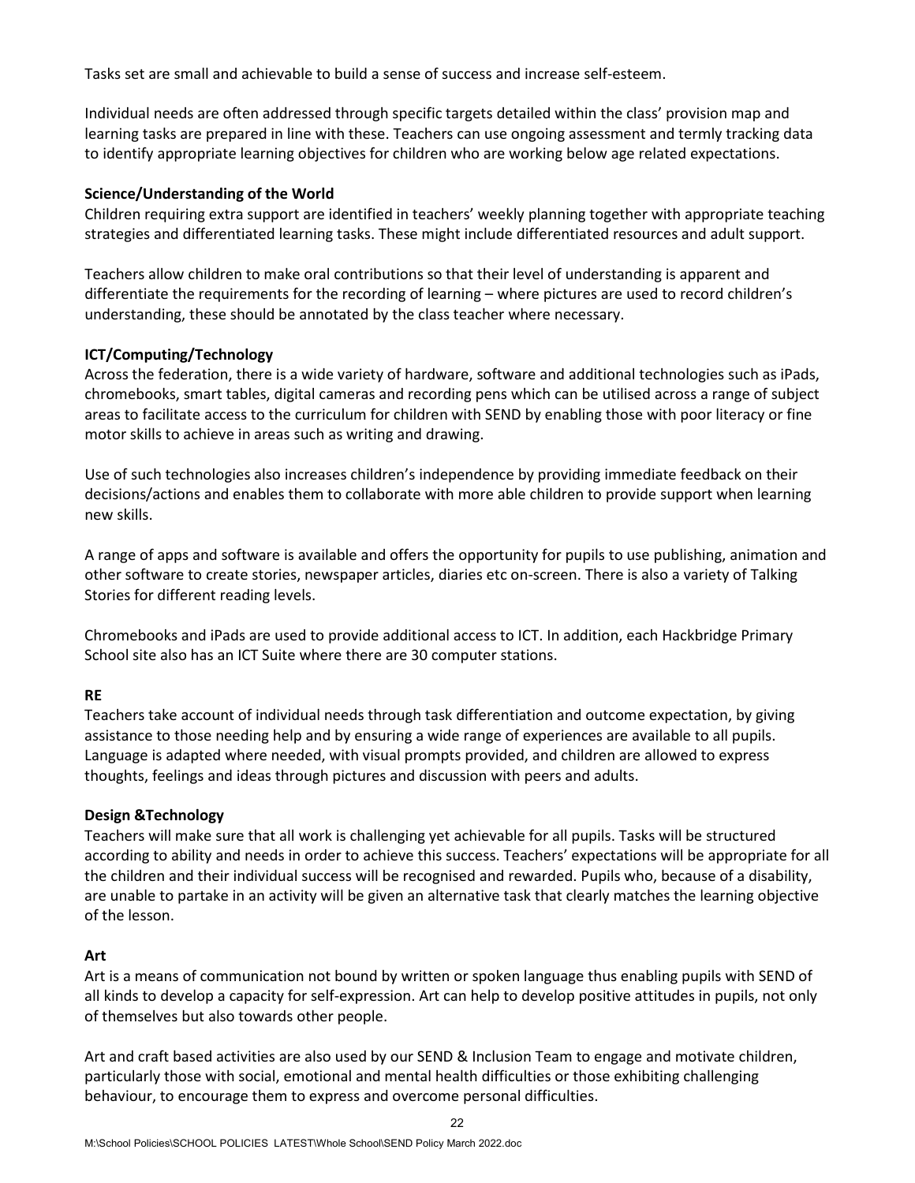Tasks set are small and achievable to build a sense of success and increase self-esteem.

Individual needs are often addressed through specific targets detailed within the class' provision map and learning tasks are prepared in line with these. Teachers can use ongoing assessment and termly tracking data to identify appropriate learning objectives for children who are working below age related expectations.

**Science/Understanding of the World**

Children requiring extra support are identified in teachers' weekly planning together with appropriate teaching strategies and differentiated learning tasks. These might include differentiated resources and adult support.

Teachers allow children to make oral contributions so that their level of understanding is apparent and differentiate the requirements for the recording of learning – where pictures are used to record children's understanding, these should be annotated by the class teacher where necessary.

**ICT/Computing/Technology**

Across the federation, there is a wide variety of hardware, software and additional technologies such as iPads, chromebooks, smart tables, digital cameras and recording pens which can be utilised across a range of subject areas to facilitate access to the curriculum for children with SEND by enabling those with poor literacy or fine motor skills to achieve in areas such as writing and drawing.

Use of such technologies also increases children's independence by providing immediate feedback on their decisions/actions and enables them to collaborate with more able children to provide support when learning new skills.

A range of apps and software is available and offers the opportunity for pupils to use publishing, animation and other software to create stories, newspaper articles, diaries etc on-screen. There is also a variety of Talking Stories for different reading levels.

Chromebooks and iPads are used to provide additional access to ICT. In addition, each Hackbridge Primary School site also has an ICT Suite where there are 30 computer stations.

**RE**

Teachers take account of individual needs through task differentiation and outcome expectation, by giving assistance to those needing help and by ensuring a wide range of experiences are available to all pupils. Language is adapted where needed, with visual prompts provided, and children are allowed to express thoughts, feelings and ideas through pictures and discussion with peers and adults.

**Design &Technology**

Teachers will make sure that all work is challenging yet achievable for all pupils. Tasks will be structured according to ability and needs in order to achieve this success. Teachers' expectations will be appropriate for all the children and their individual success will be recognised and rewarded. Pupils who, because of a disability, are unable to partake in an activity will be given an alternative task that clearly matches the learning objective of the lesson.

**Art**

Art is a means of communication not bound by written or spoken language thus enabling pupils with SEND of all kinds to develop a capacity for self-expression. Art can help to develop positive attitudes in pupils, not only of themselves but also towards other people.

Art and craft based activities are also used by our SEND & Inclusion Team to engage and motivate children, particularly those with social, emotional and mental health difficulties or those exhibiting challenging behaviour, to encourage them to express and overcome personal difficulties.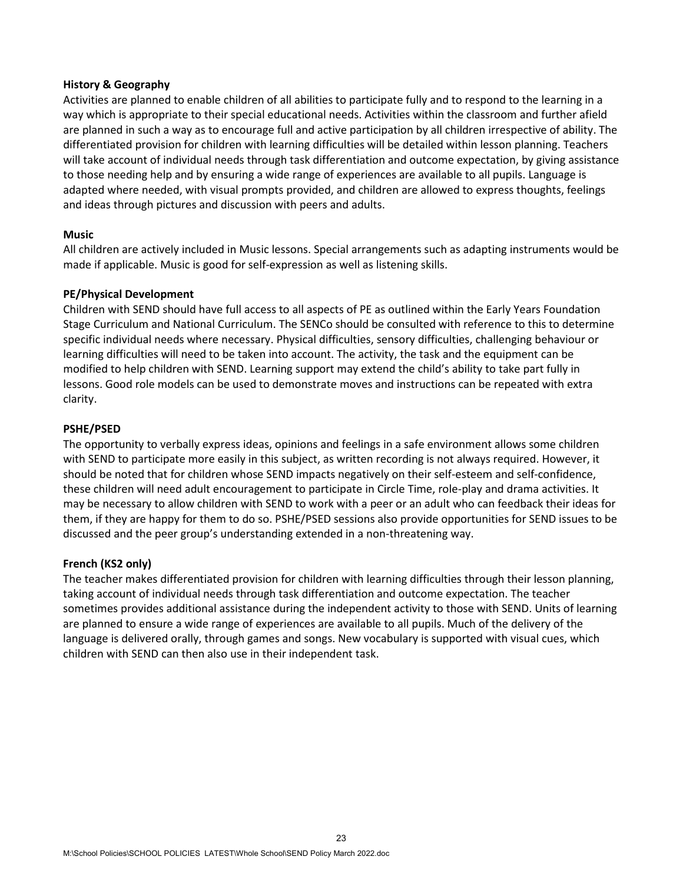**History & Geography**

Activities are planned to enable children of all abilities to participate fully and to respond to the learning in a way which is appropriate to their special educational needs. Activities within the classroom and further afield are planned in such a way as to encourage full and active participation by all children irrespective of ability. The differentiated provision for children with learning difficulties will be detailed within lesson planning. Teachers will take account of individual needs through task differentiation and outcome expectation, by giving assistance to those needing help and by ensuring a wide range of experiences are available to all pupils. Language is adapted where needed, with visual prompts provided, and children are allowed to express thoughts, feelings and ideas through pictures and discussion with peers and adults.

**Music**

All children are actively included in Music lessons. Special arrangements such as adapting instruments would be made if applicable. Music is good for self-expression as well as listening skills.

**PE/Physical Development**

Children with SEND should have full access to all aspects of PE as outlined within the Early Years Foundation Stage Curriculum and National Curriculum. The SENCo should be consulted with reference to this to determine specific individual needs where necessary. Physical difficulties, sensory difficulties, challenging behaviour or learning difficulties will need to be taken into account. The activity, the task and the equipment can be modified to help children with SEND. Learning support may extend the child's ability to take part fully in lessons. Good role models can be used to demonstrate moves and instructions can be repeated with extra clarity.

**PSHE/PSED**

The opportunity to verbally express ideas, opinions and feelings in a safe environment allows some children with SEND to participate more easily in this subject, as written recording is not always required. However, it should be noted that for children whose SEND impacts negatively on their self-esteem and self-confidence, these children will need adult encouragement to participate in Circle Time, role-play and drama activities. It may be necessary to allow children with SEND to work with a peer or an adult who can feedback their ideas for them, if they are happy for them to do so. PSHE/PSED sessions also provide opportunities for SEND issues to be discussed and the peer group's understanding extended in a non-threatening way.

**French (KS2 only)**

The teacher makes differentiated provision for children with learning difficulties through their lesson planning, taking account of individual needs through task differentiation and outcome expectation. The teacher sometimes provides additional assistance during the independent activity to those with SEND. Units of learning are planned to ensure a wide range of experiences are available to all pupils. Much of the delivery of the language is delivered orally, through games and songs. New vocabulary is supported with visual cues, which children with SEND can then also use in their independent task.